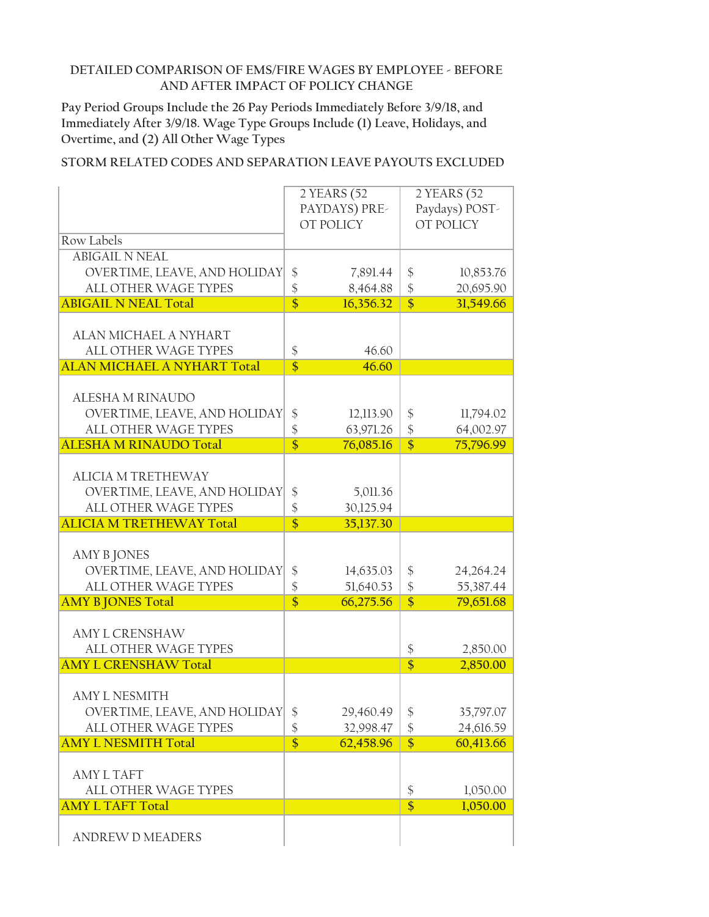DETAILED COMPARISON OF EMS/FIRE WAGES BY EMPLOYEE - BEFORE AND AFTER IMPACT OF POLICY CHANGE

Pay Period Groups Include the 26 Pay Periods Immediately Before 3/9/18, and Immediately After 3/9/18. Wage Type Groups Include (1) Leave, Holidays, and Overtime, and (2) All Other Wage Types

STORM RELATED CODES AND SEPARATION LEAVE PAYOUTS EXCLUDED

| Row Labels | 2 YEARS (52 PAYDAYS) PRE-OT POLICY | 2 YEARS (52 Paydays) POST-OT POLICY |
|---|---|---|
| ABIGAIL N NEAL | | |
| OVERTIME, LEAVE, AND HOLIDAY | $ 7,891.44 | $ 10,853.76 |
| ALL OTHER WAGE TYPES | $ 8,464.88 | $ 20,695.90 |
| **ABIGAIL N NEAL Total** | **$ 16,356.32** | **$ 31,549.66** |
| ALAN MICHAEL A NYHART | | |
| ALL OTHER WAGE TYPES | $ 46.60 | |
| **ALAN MICHAEL A NYHART Total** | **$ 46.60** | |
| ALESHA M RINAUDO | | |
| OVERTIME, LEAVE, AND HOLIDAY | $ 12,113.90 | $ 11,794.02 |
| ALL OTHER WAGE TYPES | $ 63,971.26 | $ 64,002.97 |
| **ALESHA M RINAUDO Total** | **$ 76,085.16** | **$ 75,796.99** |
| ALICIA M TRETHEWAY | | |
| OVERTIME, LEAVE, AND HOLIDAY | $ 5,011.36 | |
| ALL OTHER WAGE TYPES | $ 30,125.94 | |
| **ALICIA M TRETHEWAY Total** | **$ 35,137.30** | |
| AMY B JONES | | |
| OVERTIME, LEAVE, AND HOLIDAY | $ 14,635.03 | $ 24,264.24 |
| ALL OTHER WAGE TYPES | $ 51,640.53 | $ 55,387.44 |
| **AMY B JONES Total** | **$ 66,275.56** | **$ 79,651.68** |
| AMY L CRENSHAW | | |
| ALL OTHER WAGE TYPES | | $ 2,850.00 |
| **AMY L CRENSHAW Total** | | **$ 2,850.00** |
| AMY L NESMITH | | |
| OVERTIME, LEAVE, AND HOLIDAY | $ 29,460.49 | $ 35,797.07 |
| ALL OTHER WAGE TYPES | $ 32,998.47 | $ 24,616.59 |
| **AMY L NESMITH Total** | **$ 62,458.96** | **$ 60,413.66** |
| AMY L TAFT | | |
| ALL OTHER WAGE TYPES | | $ 1,050.00 |
| **AMY L TAFT Total** | | **$ 1,050.00** |
| ANDREW D MEADERS | | |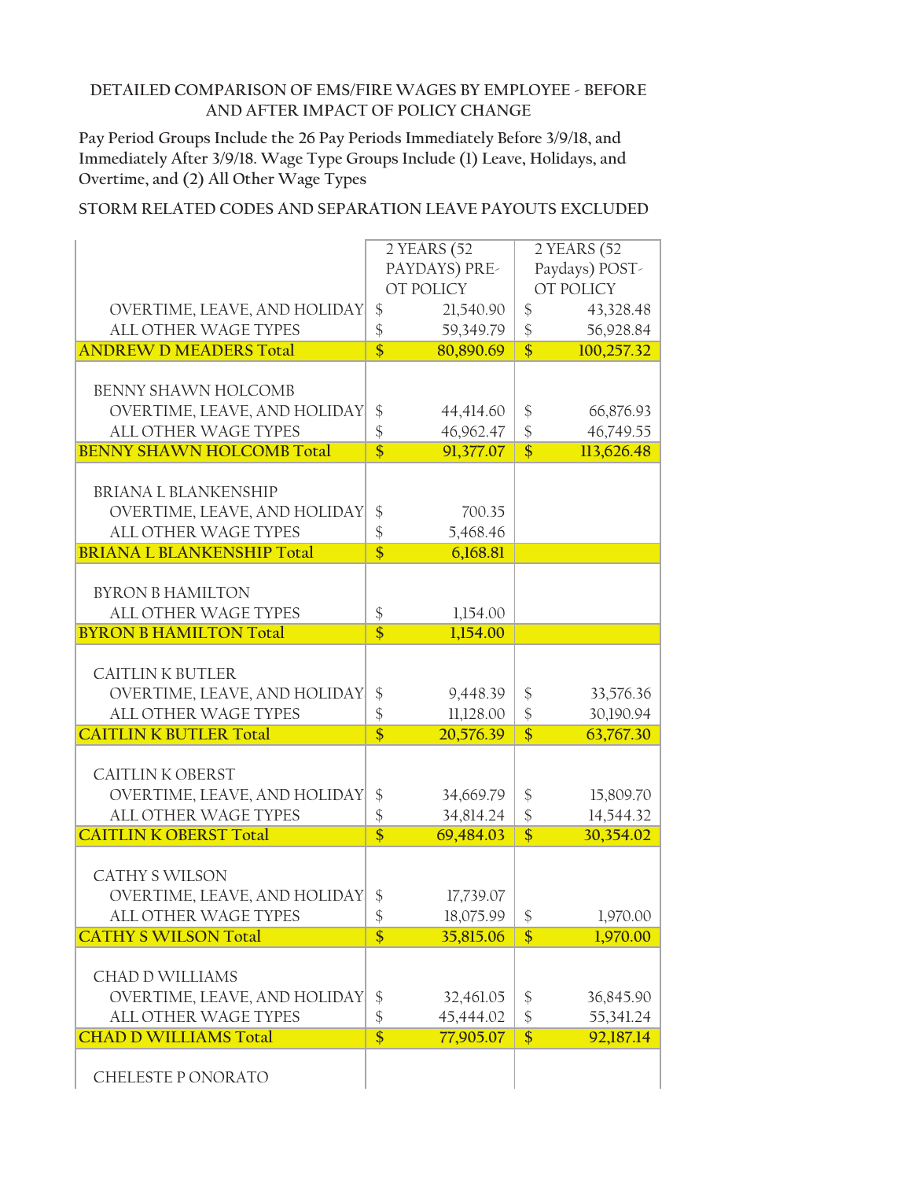DETAILED COMPARISON OF EMS/FIRE WAGES BY EMPLOYEE - BEFORE AND AFTER IMPACT OF POLICY CHANGE

Pay Period Groups Include the 26 Pay Periods Immediately Before 3/9/18, and Immediately After 3/9/18. Wage Type Groups Include (1) Leave, Holidays, and Overtime, and (2) All Other Wage Types

STORM RELATED CODES AND SEPARATION LEAVE PAYOUTS EXCLUDED

| | 2 YEARS (52 PAYDAYS) PRE-OT POLICY | 2 YEARS (52 Paydays) POST-OT POLICY |
|---|---|---|
| OVERTIME, LEAVE, AND HOLIDAY | $ 21,540.90 | $ 43,328.48 |
| ALL OTHER WAGE TYPES | $ 59,349.79 | $ 56,928.84 |
| **ANDREW D MEADERS Total** | **$ 80,890.69** | **$ 100,257.32** |
| | | |
| BENNY SHAWN HOLCOMB | | |
| OVERTIME, LEAVE, AND HOLIDAY | $ 44,414.60 | $ 66,876.93 |
| ALL OTHER WAGE TYPES | $ 46,962.47 | $ 46,749.55 |
| **BENNY SHAWN HOLCOMB Total** | **$ 91,377.07** | **$ 113,626.48** |
| | | |
| BRIANA L BLANKENSHIP | | |
| OVERTIME, LEAVE, AND HOLIDAY | $ 700.35 | |
| ALL OTHER WAGE TYPES | $ 5,468.46 | |
| **BRIANA L BLANKENSHIP Total** | **$ 6,168.81** | |
| | | |
| BYRON B HAMILTON | | |
| ALL OTHER WAGE TYPES | $ 1,154.00 | |
| **BYRON B HAMILTON Total** | **$ 1,154.00** | |
| | | |
| CAITLIN K BUTLER | | |
| OVERTIME, LEAVE, AND HOLIDAY | $ 9,448.39 | $ 33,576.36 |
| ALL OTHER WAGE TYPES | $ 11,128.00 | $ 30,190.94 |
| **CAITLIN K BUTLER Total** | **$ 20,576.39** | **$ 63,767.30** |
| | | |
| CAITLIN K OBERST | | |
| OVERTIME, LEAVE, AND HOLIDAY | $ 34,669.79 | $ 15,809.70 |
| ALL OTHER WAGE TYPES | $ 34,814.24 | $ 14,544.32 |
| **CAITLIN K OBERST Total** | **$ 69,484.03** | **$ 30,354.02** |
| | | |
| CATHY S WILSON | | |
| OVERTIME, LEAVE, AND HOLIDAY | $ 17,739.07 | |
| ALL OTHER WAGE TYPES | $ 18,075.99 | $ 1,970.00 |
| **CATHY S WILSON Total** | **$ 35,815.06** | **$ 1,970.00** |
| | | |
| CHAD D WILLIAMS | | |
| OVERTIME, LEAVE, AND HOLIDAY | $ 32,461.05 | $ 36,845.90 |
| ALL OTHER WAGE TYPES | $ 45,444.02 | $ 55,341.24 |
| **CHAD D WILLIAMS Total** | **$ 77,905.07** | **$ 92,187.14** |
| | | |
| CHELESTE P ONORATO | | |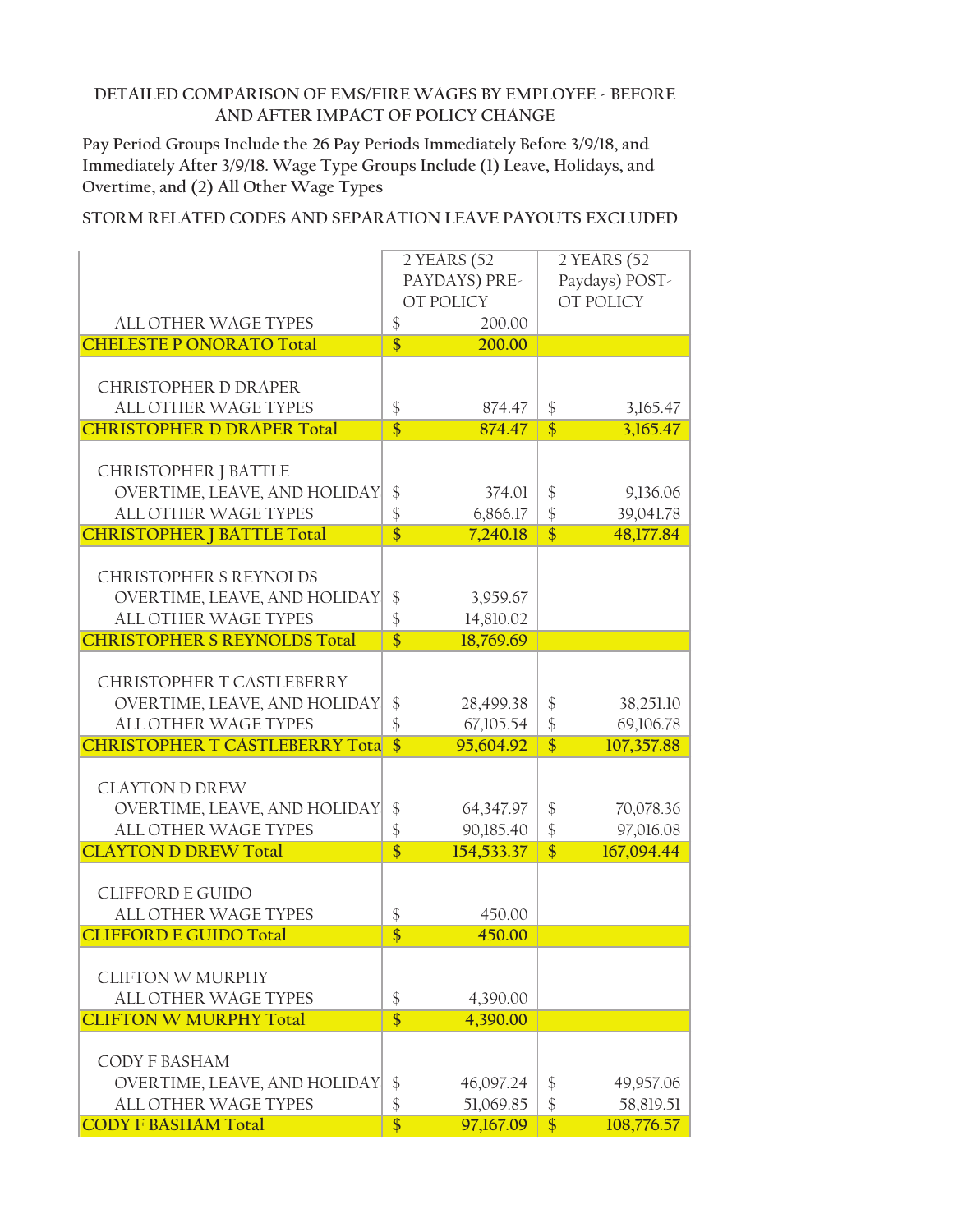DETAILED COMPARISON OF EMS/FIRE WAGES BY EMPLOYEE - BEFORE AND AFTER IMPACT OF POLICY CHANGE

Pay Period Groups Include the 26 Pay Periods Immediately Before 3/9/18, and Immediately After 3/9/18. Wage Type Groups Include (1) Leave, Holidays, and Overtime, and (2) All Other Wage Types

STORM RELATED CODES AND SEPARATION LEAVE PAYOUTS EXCLUDED

| | 2 YEARS (52 PAYDAYS) PRE-OT POLICY | 2 YEARS (52 Paydays) POST-OT POLICY |
|---|---|---|
| ALL OTHER WAGE TYPES | $ 200.00 | |
| **CHELESTE P ONORATO Total** | **$ 200.00** | |
| | | |
| CHRISTOPHER D DRAPER | | |
| ALL OTHER WAGE TYPES | $ 874.47 | $ 3,165.47 |
| **CHRISTOPHER D DRAPER Total** | **$ 874.47** | **$ 3,165.47** |
| | | |
| CHRISTOPHER J BATTLE | | |
| OVERTIME, LEAVE, AND HOLIDAY | $ 374.01 | $ 9,136.06 |
| ALL OTHER WAGE TYPES | $ 6,866.17 | $ 39,041.78 |
| **CHRISTOPHER J BATTLE Total** | **$ 7,240.18** | **$ 48,177.84** |
| | | |
| CHRISTOPHER S REYNOLDS | | |
| OVERTIME, LEAVE, AND HOLIDAY | $ 3,959.67 | |
| ALL OTHER WAGE TYPES | $ 14,810.02 | |
| **CHRISTOPHER S REYNOLDS Total** | **$ 18,769.69** | |
| | | |
| CHRISTOPHER T CASTLEBERRY | | |
| OVERTIME, LEAVE, AND HOLIDAY | $ 28,499.38 | $ 38,251.10 |
| ALL OTHER WAGE TYPES | $ 67,105.54 | $ 69,106.78 |
| **CHRISTOPHER T CASTLEBERRY Tota** | **$ 95,604.92** | **$ 107,357.88** |
| | | |
| CLAYTON D DREW | | |
| OVERTIME, LEAVE, AND HOLIDAY | $ 64,347.97 | $ 70,078.36 |
| ALL OTHER WAGE TYPES | $ 90,185.40 | $ 97,016.08 |
| **CLAYTON D DREW Total** | **$ 154,533.37** | **$ 167,094.44** |
| | | |
| CLIFFORD E GUIDO | | |
| ALL OTHER WAGE TYPES | $ 450.00 | |
| **CLIFFORD E GUIDO Total** | **$ 450.00** | |
| | | |
| CLIFTON W MURPHY | | |
| ALL OTHER WAGE TYPES | $ 4,390.00 | |
| **CLIFTON W MURPHY Total** | **$ 4,390.00** | |
| | | |
| CODY F BASHAM | | |
| OVERTIME, LEAVE, AND HOLIDAY | $ 46,097.24 | $ 49,957.06 |
| ALL OTHER WAGE TYPES | $ 51,069.85 | $ 58,819.51 |
| **CODY F BASHAM Total** | **$ 97,167.09** | **$ 108,776.57** |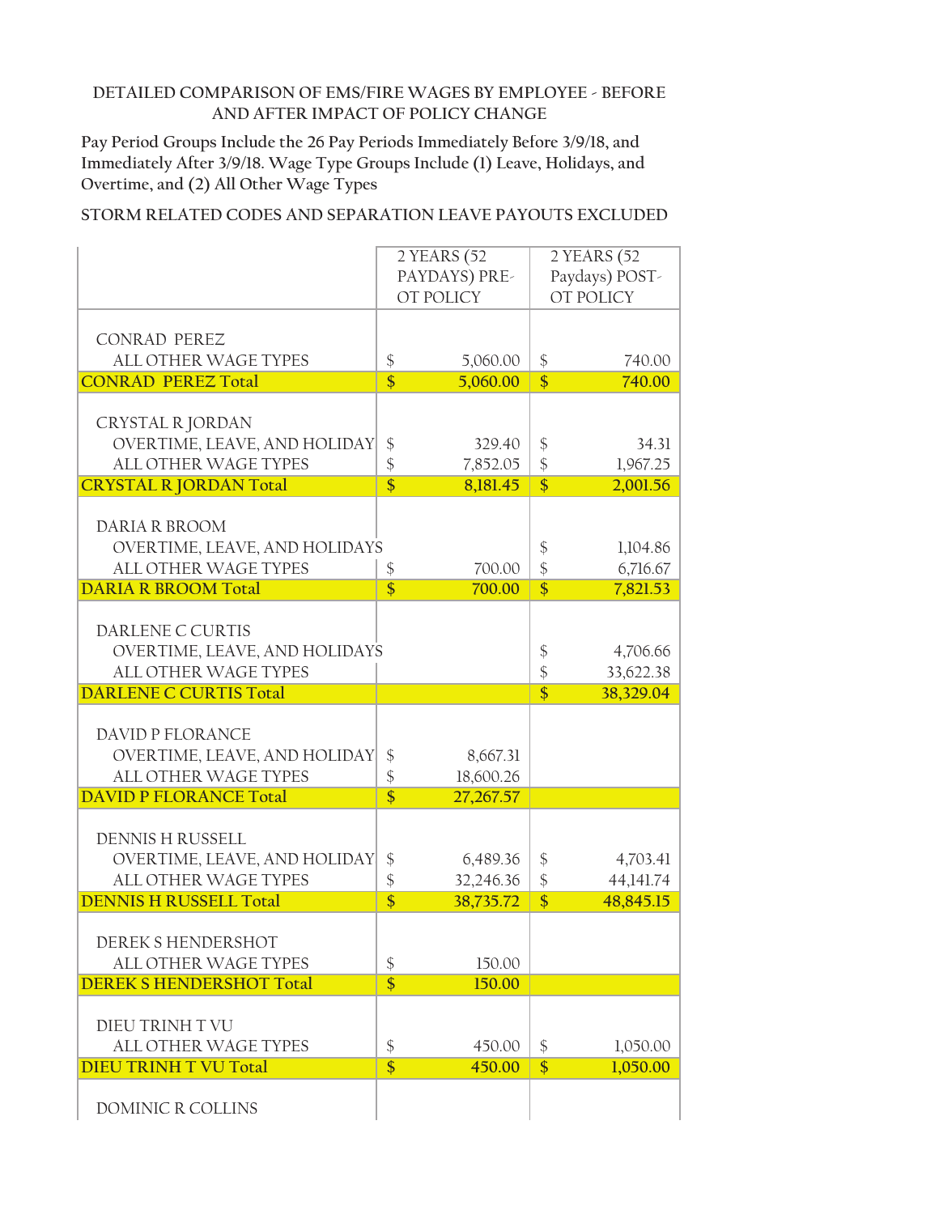DETAILED COMPARISON OF EMS/FIRE WAGES BY EMPLOYEE - BEFORE AND AFTER IMPACT OF POLICY CHANGE

Pay Period Groups Include the 26 Pay Periods Immediately Before 3/9/18, and Immediately After 3/9/18. Wage Type Groups Include (1) Leave, Holidays, and Overtime, and (2) All Other Wage Types

STORM RELATED CODES AND SEPARATION LEAVE PAYOUTS EXCLUDED

| | 2 YEARS (52 PAYDAYS) PRE-OT POLICY | 2 YEARS (52 Paydays) POST-OT POLICY |
|---|---|---|
| CONRAD PEREZ | | |
| ALL OTHER WAGE TYPES | $ 5,060.00 | $ 740.00 |
| **CONRAD PEREZ Total** | **$ 5,060.00** | **$ 740.00** |
| CRYSTAL R JORDAN | | |
| OVERTIME, LEAVE, AND HOLIDAY | $ 329.40 | $ 34.31 |
| ALL OTHER WAGE TYPES | $ 7,852.05 | $ 1,967.25 |
| **CRYSTAL R JORDAN Total** | **$ 8,181.45** | **$ 2,001.56** |
| DARIA R BROOM | | |
| OVERTIME, LEAVE, AND HOLIDAYS | | $ 1,104.86 |
| ALL OTHER WAGE TYPES | $ 700.00 | $ 6,716.67 |
| **DARIA R BROOM Total** | **$ 700.00** | **$ 7,821.53** |
| DARLENE C CURTIS | | |
| OVERTIME, LEAVE, AND HOLIDAYS | | $ 4,706.66 |
| ALL OTHER WAGE TYPES | | $ 33,622.38 |
| **DARLENE C CURTIS Total** | | **$ 38,329.04** |
| DAVID P FLORANCE | | |
| OVERTIME, LEAVE, AND HOLIDAY | $ 8,667.31 | |
| ALL OTHER WAGE TYPES | $ 18,600.26 | |
| **DAVID P FLORANCE Total** | **$ 27,267.57** | |
| DENNIS H RUSSELL | | |
| OVERTIME, LEAVE, AND HOLIDAY | $ 6,489.36 | $ 4,703.41 |
| ALL OTHER WAGE TYPES | $ 32,246.36 | $ 44,141.74 |
| **DENNIS H RUSSELL Total** | **$ 38,735.72** | **$ 48,845.15** |
| DEREK S HENDERSHOT | | |
| ALL OTHER WAGE TYPES | $ 150.00 | |
| **DEREK S HENDERSHOT Total** | **$ 150.00** | |
| DIEU TRINH T VU | | |
| ALL OTHER WAGE TYPES | $ 450.00 | $ 1,050.00 |
| **DIEU TRINH T VU Total** | **$ 450.00** | **$ 1,050.00** |
| DOMINIC R COLLINS | | |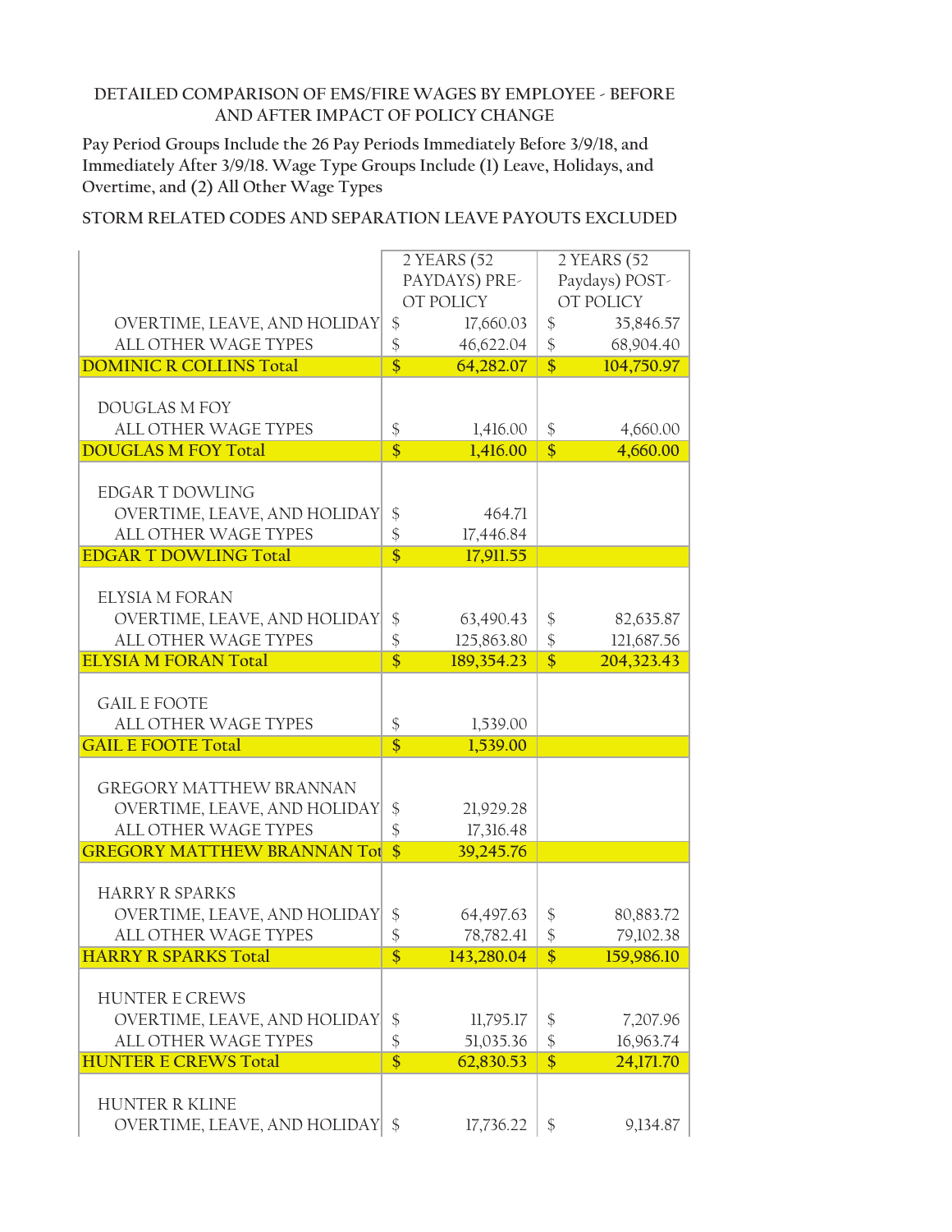DETAILED COMPARISON OF EMS/FIRE WAGES BY EMPLOYEE - BEFORE AND AFTER IMPACT OF POLICY CHANGE

Pay Period Groups Include the 26 Pay Periods Immediately Before 3/9/18, and Immediately After 3/9/18. Wage Type Groups Include (1) Leave, Holidays, and Overtime, and (2) All Other Wage Types

STORM RELATED CODES AND SEPARATION LEAVE PAYOUTS EXCLUDED

| | 2 YEARS (52 PAYDAYS) PRE-OT POLICY | 2 YEARS (52 Paydays) POST-OT POLICY |
|---|---|---|
| OVERTIME, LEAVE, AND HOLIDAY | $ 17,660.03 | $ 35,846.57 |
| ALL OTHER WAGE TYPES | $ 46,622.04 | $ 68,904.40 |
| **DOMINIC R COLLINS Total** | **$ 64,282.07** | **$ 104,750.97** |
| DOUGLAS M FOY | | |
| ALL OTHER WAGE TYPES | $ 1,416.00 | $ 4,660.00 |
| **DOUGLAS M FOY Total** | **$ 1,416.00** | **$ 4,660.00** |
| EDGAR T DOWLING | | |
| OVERTIME, LEAVE, AND HOLIDAY | $ 464.71 | |
| ALL OTHER WAGE TYPES | $ 17,446.84 | |
| **EDGAR T DOWLING Total** | **$ 17,911.55** | |
| ELYSIA M FORAN | | |
| OVERTIME, LEAVE, AND HOLIDAY | $ 63,490.43 | $ 82,635.87 |
| ALL OTHER WAGE TYPES | $ 125,863.80 | $ 121,687.56 |
| **ELYSIA M FORAN Total** | **$ 189,354.23** | **$ 204,323.43** |
| GAIL E FOOTE | | |
| ALL OTHER WAGE TYPES | $ 1,539.00 | |
| **GAIL E FOOTE Total** | **$ 1,539.00** | |
| GREGORY MATTHEW BRANNAN | | |
| OVERTIME, LEAVE, AND HOLIDAY | $ 21,929.28 | |
| ALL OTHER WAGE TYPES | $ 17,316.48 | |
| **GREGORY MATTHEW BRANNAN Tot** | **$ 39,245.76** | |
| HARRY R SPARKS | | |
| OVERTIME, LEAVE, AND HOLIDAY | $ 64,497.63 | $ 80,883.72 |
| ALL OTHER WAGE TYPES | $ 78,782.41 | $ 79,102.38 |
| **HARRY R SPARKS Total** | **$ 143,280.04** | **$ 159,986.10** |
| HUNTER E CREWS | | |
| OVERTIME, LEAVE, AND HOLIDAY | $ 11,795.17 | $ 7,207.96 |
| ALL OTHER WAGE TYPES | $ 51,035.36 | $ 16,963.74 |
| **HUNTER E CREWS Total** | **$ 62,830.53** | **$ 24,171.70** |
| HUNTER R KLINE | | |
| OVERTIME, LEAVE, AND HOLIDAY | $ 17,736.22 | $ 9,134.87 |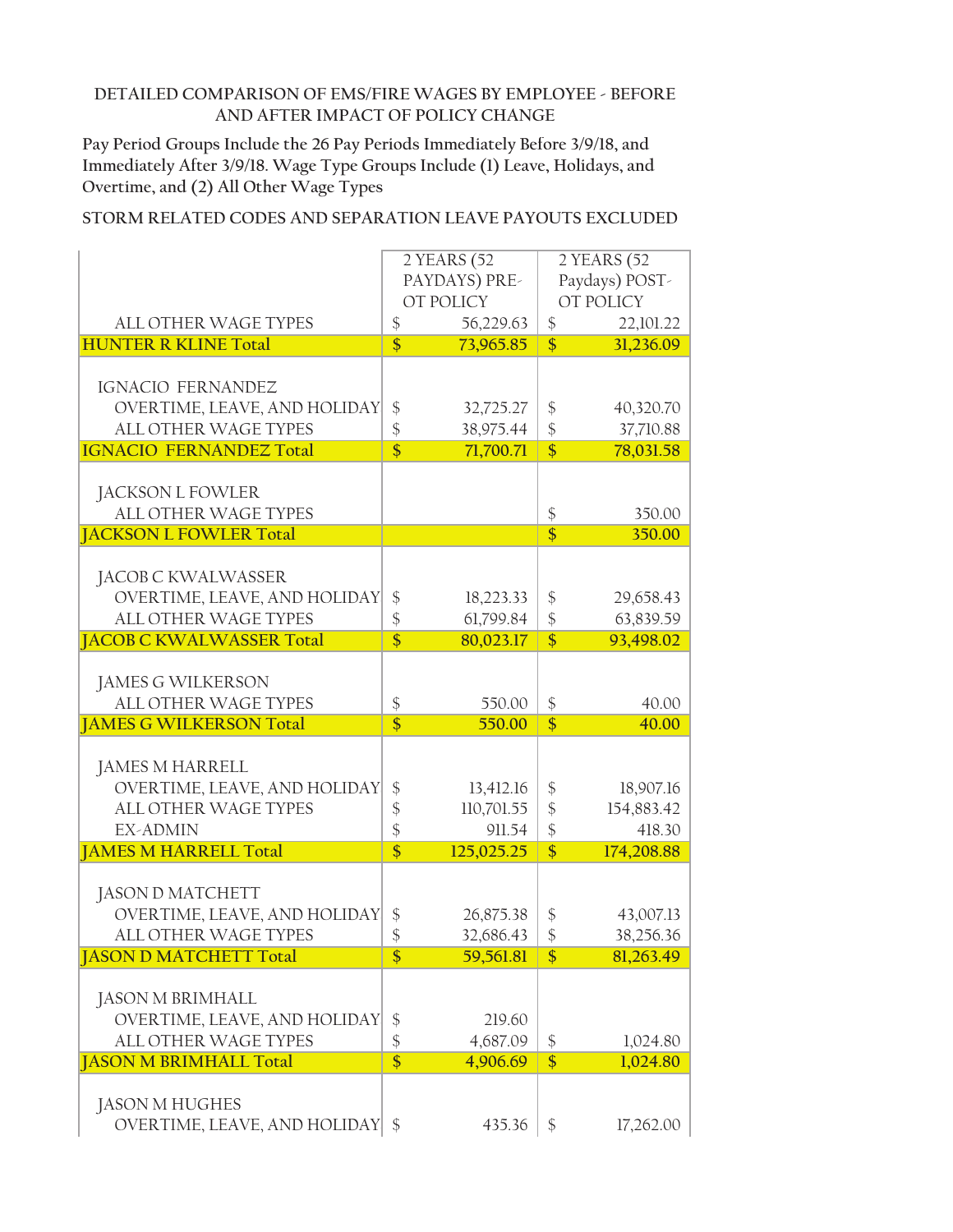DETAILED COMPARISON OF EMS/FIRE WAGES BY EMPLOYEE - BEFORE AND AFTER IMPACT OF POLICY CHANGE

Pay Period Groups Include the 26 Pay Periods Immediately Before 3/9/18, and Immediately After 3/9/18. Wage Type Groups Include (1) Leave, Holidays, and Overtime, and (2) All Other Wage Types

STORM RELATED CODES AND SEPARATION LEAVE PAYOUTS EXCLUDED

| | 2 YEARS (52 PAYDAYS) PRE-OT POLICY | 2 YEARS (52 Paydays) POST-OT POLICY |
|---|---|---|
| ALL OTHER WAGE TYPES | $ 56,229.63 | $ 22,101.22 |
| **HUNTER R KLINE Total** | **$ 73,965.85** | **$ 31,236.09** |
| | | |
| IGNACIO FERNANDEZ | | |
| OVERTIME, LEAVE, AND HOLIDAY | $ 32,725.27 | $ 40,320.70 |
| ALL OTHER WAGE TYPES | $ 38,975.44 | $ 37,710.88 |
| **IGNACIO FERNANDEZ Total** | **$ 71,700.71** | **$ 78,031.58** |
| | | |
| JACKSON L FOWLER | | |
| ALL OTHER WAGE TYPES | | $ 350.00 |
| **JACKSON L FOWLER Total** | | **$ 350.00** |
| | | |
| JACOB C KWALWASSER | | |
| OVERTIME, LEAVE, AND HOLIDAY | $ 18,223.33 | $ 29,658.43 |
| ALL OTHER WAGE TYPES | $ 61,799.84 | $ 63,839.59 |
| **JACOB C KWALWASSER Total** | **$ 80,023.17** | **$ 93,498.02** |
| | | |
| JAMES G WILKERSON | | |
| ALL OTHER WAGE TYPES | $ 550.00 | $ 40.00 |
| **JAMES G WILKERSON Total** | **$ 550.00** | **$ 40.00** |
| | | |
| JAMES M HARRELL | | |
| OVERTIME, LEAVE, AND HOLIDAY | $ 13,412.16 | $ 18,907.16 |
| ALL OTHER WAGE TYPES | $ 110,701.55 | $ 154,883.42 |
| EX-ADMIN | $ 911.54 | $ 418.30 |
| **JAMES M HARRELL Total** | **$ 125,025.25** | **$ 174,208.88** |
| | | |
| JASON D MATCHETT | | |
| OVERTIME, LEAVE, AND HOLIDAY | $ 26,875.38 | $ 43,007.13 |
| ALL OTHER WAGE TYPES | $ 32,686.43 | $ 38,256.36 |
| **JASON D MATCHETT Total** | **$ 59,561.81** | **$ 81,263.49** |
| | | |
| JASON M BRIMHALL | | |
| OVERTIME, LEAVE, AND HOLIDAY | $ 219.60 | |
| ALL OTHER WAGE TYPES | $ 4,687.09 | $ 1,024.80 |
| **JASON M BRIMHALL Total** | **$ 4,906.69** | **$ 1,024.80** |
| | | |
| JASON M HUGHES | | |
| OVERTIME, LEAVE, AND HOLIDAY | $ 435.36 | $ 17,262.00 |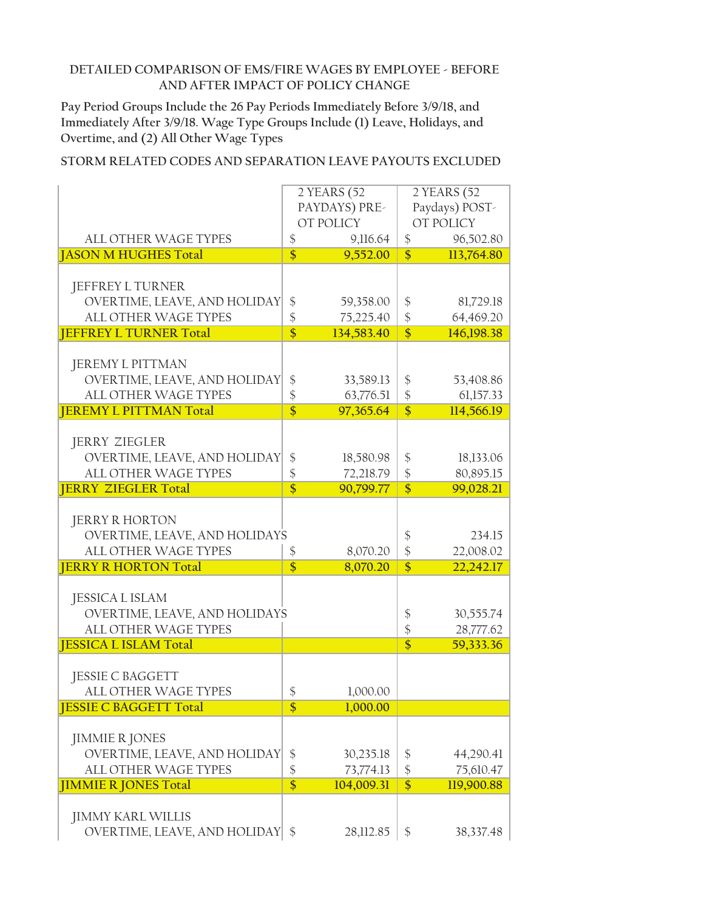DETAILED COMPARISON OF EMS/FIRE WAGES BY EMPLOYEE - BEFORE AND AFTER IMPACT OF POLICY CHANGE

Pay Period Groups Include the 26 Pay Periods Immediately Before 3/9/18, and Immediately After 3/9/18. Wage Type Groups Include (1) Leave, Holidays, and Overtime, and (2) All Other Wage Types

STORM RELATED CODES AND SEPARATION LEAVE PAYOUTS EXCLUDED

| | 2 YEARS (52 PAYDAYS) PRE-OT POLICY | 2 YEARS (52 Paydays) POST-OT POLICY |
|---|---|---|
| ALL OTHER WAGE TYPES | $ 9,116.64 | $ 96,502.80 |
| **JASON M HUGHES Total** | **$ 9,552.00** | **$ 113,764.80** |
| | | |
| JEFFREY L TURNER | | |
| OVERTIME, LEAVE, AND HOLIDAY | $ 59,358.00 | $ 81,729.18 |
| ALL OTHER WAGE TYPES | $ 75,225.40 | $ 64,469.20 |
| **JEFFREY L TURNER Total** | **$ 134,583.40** | **$ 146,198.38** |
| | | |
| JEREMY L PITTMAN | | |
| OVERTIME, LEAVE, AND HOLIDAY | $ 33,589.13 | $ 53,408.86 |
| ALL OTHER WAGE TYPES | $ 63,776.51 | $ 61,157.33 |
| **JEREMY L PITTMAN Total** | **$ 97,365.64** | **$ 114,566.19** |
| | | |
| JERRY ZIEGLER | | |
| OVERTIME, LEAVE, AND HOLIDAY | $ 18,580.98 | $ 18,133.06 |
| ALL OTHER WAGE TYPES | $ 72,218.79 | $ 80,895.15 |
| **JERRY ZIEGLER Total** | **$ 90,799.77** | **$ 99,028.21** |
| | | |
| JERRY R HORTON | | |
| OVERTIME, LEAVE, AND HOLIDAYS | | $ 234.15 |
| ALL OTHER WAGE TYPES | $ 8,070.20 | $ 22,008.02 |
| **JERRY R HORTON Total** | **$ 8,070.20** | **$ 22,242.17** |
| | | |
| JESSICA L ISLAM | | |
| OVERTIME, LEAVE, AND HOLIDAYS | | $ 30,555.74 |
| ALL OTHER WAGE TYPES | | $ 28,777.62 |
| **JESSICA L ISLAM Total** | | **$ 59,333.36** |
| | | |
| JESSIE C BAGGETT | | |
| ALL OTHER WAGE TYPES | $ 1,000.00 | |
| **JESSIE C BAGGETT Total** | **$ 1,000.00** | |
| | | |
| JIMMIE R JONES | | |
| OVERTIME, LEAVE, AND HOLIDAY | $ 30,235.18 | $ 44,290.41 |
| ALL OTHER WAGE TYPES | $ 73,774.13 | $ 75,610.47 |
| **JIMMIE R JONES Total** | **$ 104,009.31** | **$ 119,900.88** |
| | | |
| JIMMY KARL WILLIS | | |
| OVERTIME, LEAVE, AND HOLIDAY | $ 28,112.85 | $ 38,337.48 |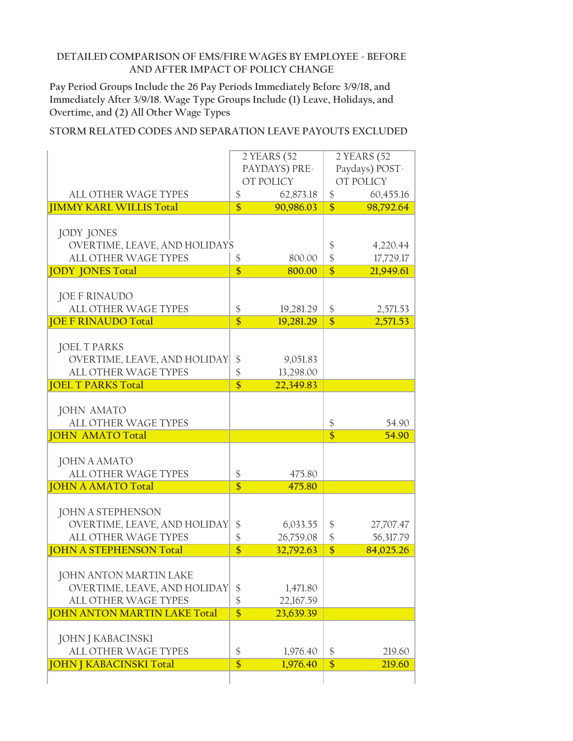DETAILED COMPARISON OF EMS/FIRE WAGES BY EMPLOYEE - BEFORE AND AFTER IMPACT OF POLICY CHANGE

Pay Period Groups Include the 26 Pay Periods Immediately Before 3/9/18, and Immediately After 3/9/18. Wage Type Groups Include (1) Leave, Holidays, and Overtime, and (2) All Other Wage Types

STORM RELATED CODES AND SEPARATION LEAVE PAYOUTS EXCLUDED

| | 2 YEARS (52 PAYDAYS) PRE-OT POLICY | 2 YEARS (52 Paydays) POST-OT POLICY |
|---|---|---|
| ALL OTHER WAGE TYPES | $ 62,873.18 | $ 60,455.16 |
| **JIMMY KARL WILLIS Total** | **$ 90,986.03** | **$ 98,792.64** |
| JODY JONES | | |
| OVERTIME, LEAVE, AND HOLIDAYS | | $ 4,220.44 |
| ALL OTHER WAGE TYPES | $ 800.00 | $ 17,729.17 |
| **JODY JONES Total** | **$ 800.00** | **$ 21,949.61** |
| JOE F RINAUDO | | |
| ALL OTHER WAGE TYPES | $ 19,281.29 | $ 2,571.53 |
| **JOE F RINAUDO Total** | **$ 19,281.29** | **$ 2,571.53** |
| JOEL T PARKS | | |
| OVERTIME, LEAVE, AND HOLIDAY | $ 9,051.83 | |
| ALL OTHER WAGE TYPES | $ 13,298.00 | |
| **JOEL T PARKS Total** | **$ 22,349.83** | |
| JOHN AMATO | | |
| ALL OTHER WAGE TYPES | | $ 54.90 |
| **JOHN AMATO Total** | | **$ 54.90** |
| JOHN A AMATO | | |
| ALL OTHER WAGE TYPES | $ 475.80 | |
| **JOHN A AMATO Total** | **$ 475.80** | |
| JOHN A STEPHENSON | | |
| OVERTIME, LEAVE, AND HOLIDAY | $ 6,033.55 | $ 27,707.47 |
| ALL OTHER WAGE TYPES | $ 26,759.08 | $ 56,317.79 |
| **JOHN A STEPHENSON Total** | **$ 32,792.63** | **$ 84,025.26** |
| JOHN ANTON MARTIN LAKE | | |
| OVERTIME, LEAVE, AND HOLIDAY | $ 1,471.80 | |
| ALL OTHER WAGE TYPES | $ 22,167.59 | |
| **JOHN ANTON MARTIN LAKE Total** | **$ 23,639.39** | |
| JOHN J KABACINSKI | | |
| ALL OTHER WAGE TYPES | $ 1,976.40 | $ 219.60 |
| **JOHN J KABACINSKI Total** | **$ 1,976.40** | **$ 219.60** |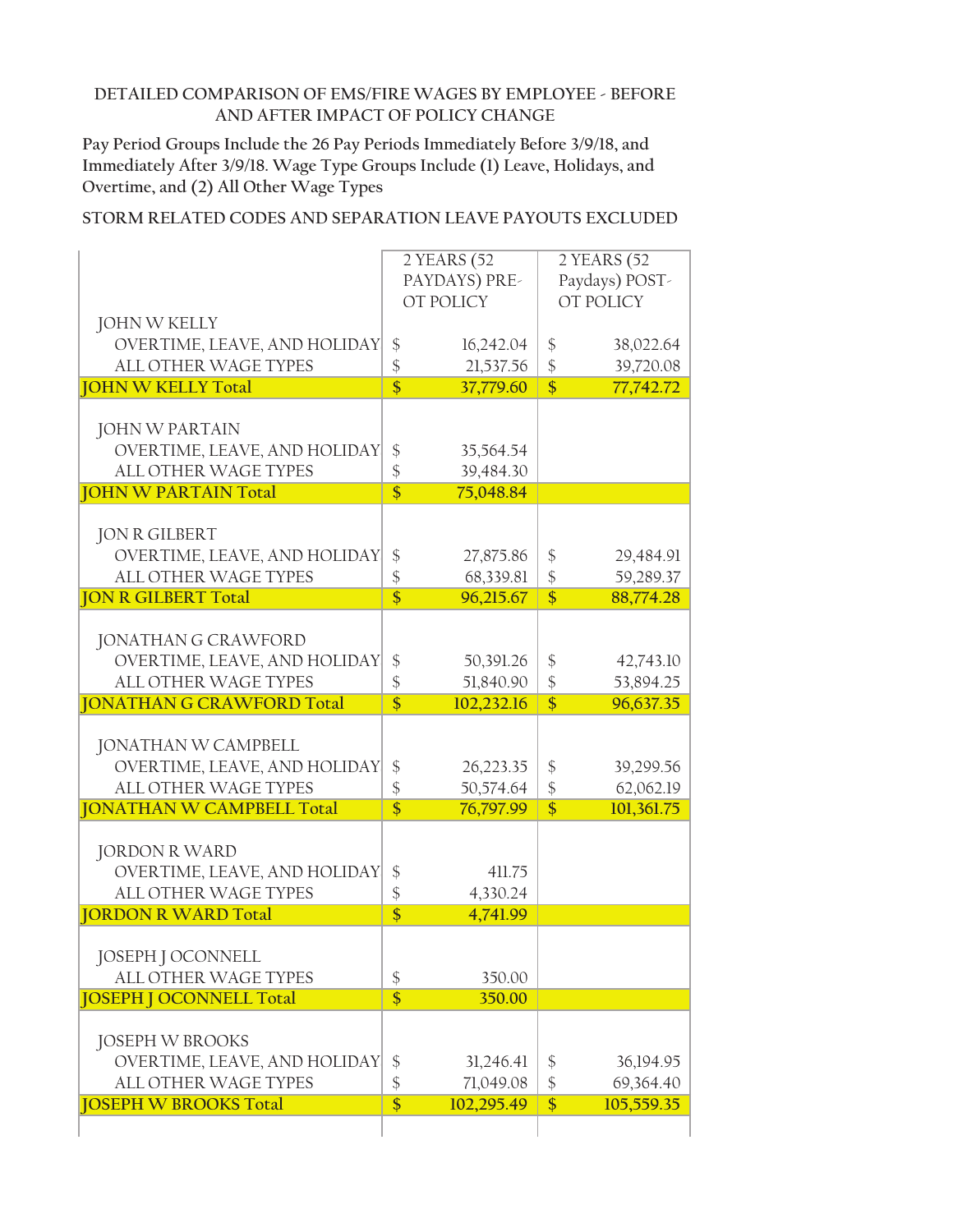DETAILED COMPARISON OF EMS/FIRE WAGES BY EMPLOYEE - BEFORE AND AFTER IMPACT OF POLICY CHANGE

Pay Period Groups Include the 26 Pay Periods Immediately Before 3/9/18, and Immediately After 3/9/18. Wage Type Groups Include (1) Leave, Holidays, and Overtime, and (2) All Other Wage Types

STORM RELATED CODES AND SEPARATION LEAVE PAYOUTS EXCLUDED

| | 2 YEARS (52 PAYDAYS) PRE-OT POLICY | 2 YEARS (52 Paydays) POST-OT POLICY |
|---|---|---|
| JOHN W KELLY | | |
| OVERTIME, LEAVE, AND HOLIDAY | $ 16,242.04 | $ 38,022.64 |
| ALL OTHER WAGE TYPES | $ 21,537.56 | $ 39,720.08 |
| **JOHN W KELLY Total** | **$ 37,779.60** | **$ 77,742.72** |
| JOHN W PARTAIN | | |
| OVERTIME, LEAVE, AND HOLIDAY | $ 35,564.54 | |
| ALL OTHER WAGE TYPES | $ 39,484.30 | |
| **JOHN W PARTAIN Total** | **$ 75,048.84** | |
| JON R GILBERT | | |
| OVERTIME, LEAVE, AND HOLIDAY | $ 27,875.86 | $ 29,484.91 |
| ALL OTHER WAGE TYPES | $ 68,339.81 | $ 59,289.37 |
| **JON R GILBERT Total** | **$ 96,215.67** | **$ 88,774.28** |
| JONATHAN G CRAWFORD | | |
| OVERTIME, LEAVE, AND HOLIDAY | $ 50,391.26 | $ 42,743.10 |
| ALL OTHER WAGE TYPES | $ 51,840.90 | $ 53,894.25 |
| **JONATHAN G CRAWFORD Total** | **$ 102,232.16** | **$ 96,637.35** |
| JONATHAN W CAMPBELL | | |
| OVERTIME, LEAVE, AND HOLIDAY | $ 26,223.35 | $ 39,299.56 |
| ALL OTHER WAGE TYPES | $ 50,574.64 | $ 62,062.19 |
| **JONATHAN W CAMPBELL Total** | **$ 76,797.99** | **$ 101,361.75** |
| JORDON R WARD | | |
| OVERTIME, LEAVE, AND HOLIDAY | $ 411.75 | |
| ALL OTHER WAGE TYPES | $ 4,330.24 | |
| **JORDON R WARD Total** | **$ 4,741.99** | |
| JOSEPH J OCONNELL | | |
| ALL OTHER WAGE TYPES | $ 350.00 | |
| **JOSEPH J OCONNELL Total** | **$ 350.00** | |
| JOSEPH W BROOKS | | |
| OVERTIME, LEAVE, AND HOLIDAY | $ 31,246.41 | $ 36,194.95 |
| ALL OTHER WAGE TYPES | $ 71,049.08 | $ 69,364.40 |
| **JOSEPH W BROOKS Total** | **$ 102,295.49** | **$ 105,559.35** |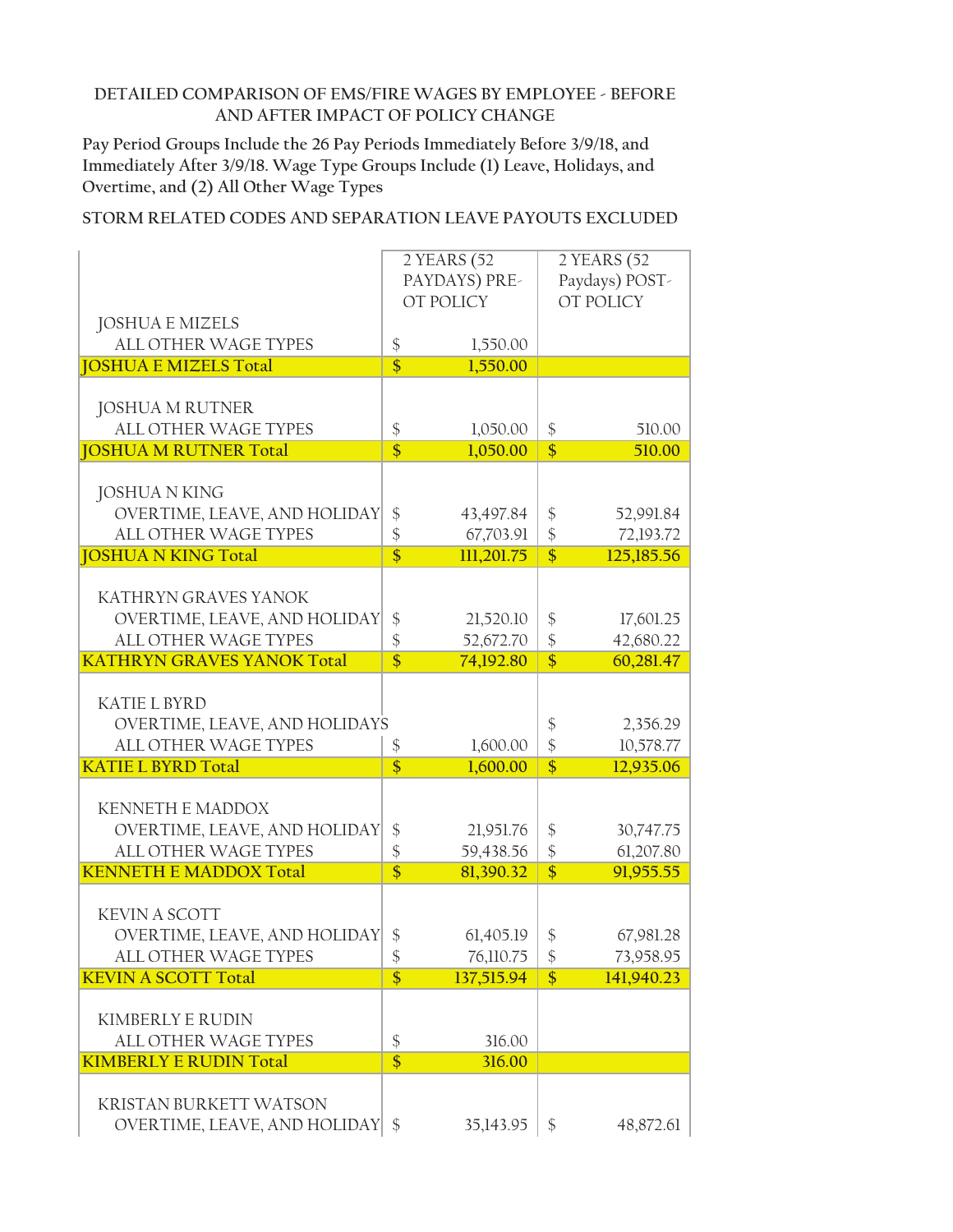DETAILED COMPARISON OF EMS/FIRE WAGES BY EMPLOYEE - BEFORE AND AFTER IMPACT OF POLICY CHANGE

Pay Period Groups Include the 26 Pay Periods Immediately Before 3/9/18, and Immediately After 3/9/18. Wage Type Groups Include (1) Leave, Holidays, and Overtime, and (2) All Other Wage Types

STORM RELATED CODES AND SEPARATION LEAVE PAYOUTS EXCLUDED

| | 2 YEARS (52 PAYDAYS) PRE-OT POLICY | 2 YEARS (52 Paydays) POST-OT POLICY |
|---|---|---|
| JOSHUA E MIZELS | | |
| ALL OTHER WAGE TYPES | $ 1,550.00 | |
| **JOSHUA E MIZELS Total** | **$ 1,550.00** | |
| JOSHUA M RUTNER | | |
| ALL OTHER WAGE TYPES | $ 1,050.00 | $ 510.00 |
| **JOSHUA M RUTNER Total** | **$ 1,050.00** | **$ 510.00** |
| JOSHUA N KING | | |
| OVERTIME, LEAVE, AND HOLIDAY | $ 43,497.84 | $ 52,991.84 |
| ALL OTHER WAGE TYPES | $ 67,703.91 | $ 72,193.72 |
| **JOSHUA N KING Total** | **$ 111,201.75** | **$ 125,185.56** |
| KATHRYN GRAVES YANOK | | |
| OVERTIME, LEAVE, AND HOLIDAY | $ 21,520.10 | $ 17,601.25 |
| ALL OTHER WAGE TYPES | $ 52,672.70 | $ 42,680.22 |
| **KATHRYN GRAVES YANOK Total** | **$ 74,192.80** | **$ 60,281.47** |
| KATIE L BYRD | | |
| OVERTIME, LEAVE, AND HOLIDAYS | | $ 2,356.29 |
| ALL OTHER WAGE TYPES | $ 1,600.00 | $ 10,578.77 |
| **KATIE L BYRD Total** | **$ 1,600.00** | **$ 12,935.06** |
| KENNETH E MADDOX | | |
| OVERTIME, LEAVE, AND HOLIDAY | $ 21,951.76 | $ 30,747.75 |
| ALL OTHER WAGE TYPES | $ 59,438.56 | $ 61,207.80 |
| **KENNETH E MADDOX Total** | **$ 81,390.32** | **$ 91,955.55** |
| KEVIN A SCOTT | | |
| OVERTIME, LEAVE, AND HOLIDAY | $ 61,405.19 | $ 67,981.28 |
| ALL OTHER WAGE TYPES | $ 76,110.75 | $ 73,958.95 |
| **KEVIN A SCOTT Total** | **$ 137,515.94** | **$ 141,940.23** |
| KIMBERLY E RUDIN | | |
| ALL OTHER WAGE TYPES | $ 316.00 | |
| **KIMBERLY E RUDIN Total** | **$ 316.00** | |
| KRISTAN BURKETT WATSON | | |
| OVERTIME, LEAVE, AND HOLIDAY | $ 35,143.95 | $ 48,872.61 |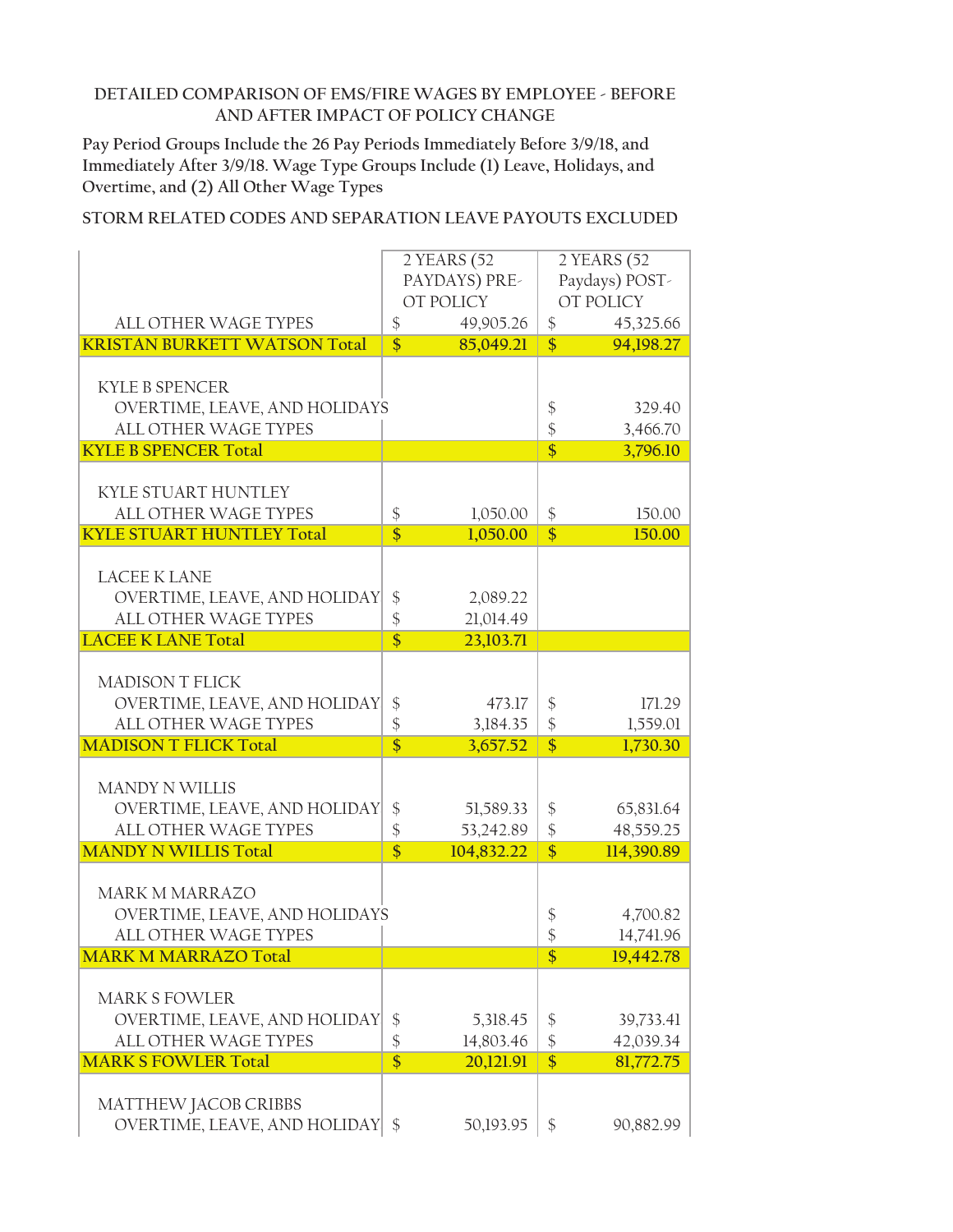DETAILED COMPARISON OF EMS/FIRE WAGES BY EMPLOYEE - BEFORE AND AFTER IMPACT OF POLICY CHANGE

Pay Period Groups Include the 26 Pay Periods Immediately Before 3/9/18, and Immediately After 3/9/18. Wage Type Groups Include (1) Leave, Holidays, and Overtime, and (2) All Other Wage Types

STORM RELATED CODES AND SEPARATION LEAVE PAYOUTS EXCLUDED

| | 2 YEARS (52 PAYDAYS) PRE-OT POLICY | 2 YEARS (52 Paydays) POST-OT POLICY |
|---|---|---|
| ALL OTHER WAGE TYPES | $ 49,905.26 | $ 45,325.66 |
| **KRISTAN BURKETT WATSON Total** | **$ 85,049.21** | **$ 94,198.27** |
| | | |
| KYLE B SPENCER | | |
| OVERTIME, LEAVE, AND HOLIDAYS | | $ 329.40 |
| ALL OTHER WAGE TYPES | | $ 3,466.70 |
| **KYLE B SPENCER Total** | | **$ 3,796.10** |
| | | |
| KYLE STUART HUNTLEY | | |
| ALL OTHER WAGE TYPES | $ 1,050.00 | $ 150.00 |
| **KYLE STUART HUNTLEY Total** | **$ 1,050.00** | **$ 150.00** |
| | | |
| LACEE K LANE | | |
| OVERTIME, LEAVE, AND HOLIDAY | $ 2,089.22 | |
| ALL OTHER WAGE TYPES | $ 21,014.49 | |
| **LACEE K LANE Total** | **$ 23,103.71** | |
| | | |
| MADISON T FLICK | | |
| OVERTIME, LEAVE, AND HOLIDAY | $ 473.17 | $ 171.29 |
| ALL OTHER WAGE TYPES | $ 3,184.35 | $ 1,559.01 |
| **MADISON T FLICK Total** | **$ 3,657.52** | **$ 1,730.30** |
| | | |
| MANDY N WILLIS | | |
| OVERTIME, LEAVE, AND HOLIDAY | $ 51,589.33 | $ 65,831.64 |
| ALL OTHER WAGE TYPES | $ 53,242.89 | $ 48,559.25 |
| **MANDY N WILLIS Total** | **$ 104,832.22** | **$ 114,390.89** |
| | | |
| MARK M MARRAZO | | |
| OVERTIME, LEAVE, AND HOLIDAYS | | $ 4,700.82 |
| ALL OTHER WAGE TYPES | | $ 14,741.96 |
| **MARK M MARRAZO Total** | | **$ 19,442.78** |
| | | |
| MARK S FOWLER | | |
| OVERTIME, LEAVE, AND HOLIDAY | $ 5,318.45 | $ 39,733.41 |
| ALL OTHER WAGE TYPES | $ 14,803.46 | $ 42,039.34 |
| **MARK S FOWLER Total** | **$ 20,121.91** | **$ 81,772.75** |
| | | |
| MATTHEW JACOB CRIBBS | | |
| OVERTIME, LEAVE, AND HOLIDAY | $ 50,193.95 | $ 90,882.99 |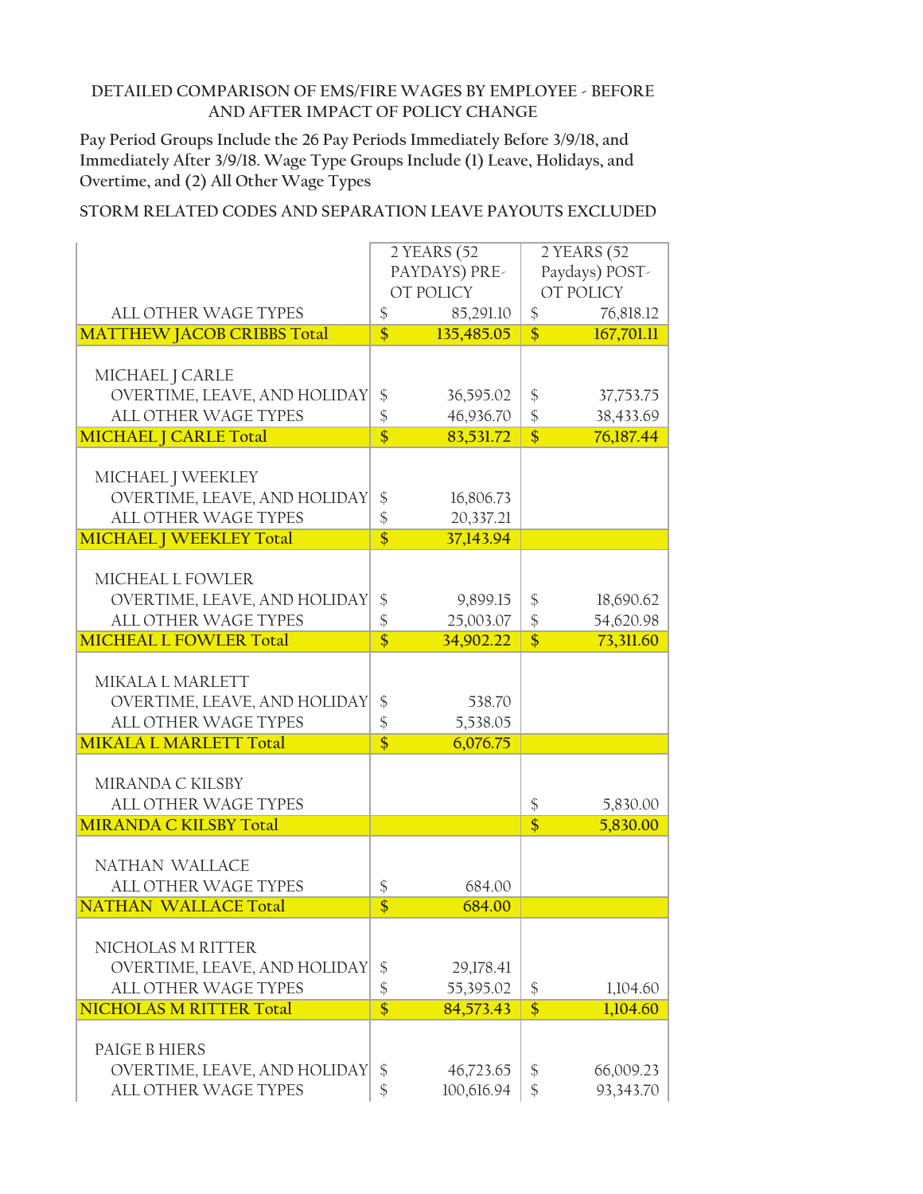DETAILED COMPARISON OF EMS/FIRE WAGES BY EMPLOYEE - BEFORE AND AFTER IMPACT OF POLICY CHANGE

Pay Period Groups Include the 26 Pay Periods Immediately Before 3/9/18, and Immediately After 3/9/18. Wage Type Groups Include (1) Leave, Holidays, and Overtime, and (2) All Other Wage Types

STORM RELATED CODES AND SEPARATION LEAVE PAYOUTS EXCLUDED

| | 2 YEARS (52 PAYDAYS) PRE-OT POLICY | 2 YEARS (52 Paydays) POST-OT POLICY |
|---|---|---|
| ALL OTHER WAGE TYPES | $ 85,291.10 | $ 76,818.12 |
| **MATTHEW JACOB CRIBBS Total** | **$ 135,485.05** | **$ 167,701.11** |
| | | |
| MICHAEL J CARLE | | |
| OVERTIME, LEAVE, AND HOLIDAY | $ 36,595.02 | $ 37,753.75 |
| ALL OTHER WAGE TYPES | $ 46,936.70 | $ 38,433.69 |
| **MICHAEL J CARLE Total** | **$ 83,531.72** | **$ 76,187.44** |
| | | |
| MICHAEL J WEEKLEY | | |
| OVERTIME, LEAVE, AND HOLIDAY | $ 16,806.73 | |
| ALL OTHER WAGE TYPES | $ 20,337.21 | |
| **MICHAEL J WEEKLEY Total** | **$ 37,143.94** | |
| | | |
| MICHEAL L FOWLER | | |
| OVERTIME, LEAVE, AND HOLIDAY | $ 9,899.15 | $ 18,690.62 |
| ALL OTHER WAGE TYPES | $ 25,003.07 | $ 54,620.98 |
| **MICHEAL L FOWLER Total** | **$ 34,902.22** | **$ 73,311.60** |
| | | |
| MIKALA L MARLETT | | |
| OVERTIME, LEAVE, AND HOLIDAY | $ 538.70 | |
| ALL OTHER WAGE TYPES | $ 5,538.05 | |
| **MIKALA L MARLETT Total** | **$ 6,076.75** | |
| | | |
| MIRANDA C KILSBY | | |
| ALL OTHER WAGE TYPES | | $ 5,830.00 |
| **MIRANDA C KILSBY Total** | | **$ 5,830.00** |
| | | |
| NATHAN WALLACE | | |
| ALL OTHER WAGE TYPES | $ 684.00 | |
| **NATHAN WALLACE Total** | **$ 684.00** | |
| | | |
| NICHOLAS M RITTER | | |
| OVERTIME, LEAVE, AND HOLIDAY | $ 29,178.41 | |
| ALL OTHER WAGE TYPES | $ 55,395.02 | $ 1,104.60 |
| **NICHOLAS M RITTER Total** | **$ 84,573.43** | **$ 1,104.60** |
| | | |
| PAIGE B HIERS | | |
| OVERTIME, LEAVE, AND HOLIDAY | $ 46,723.65 | $ 66,009.23 |
| ALL OTHER WAGE TYPES | $ 100,616.94 | $ 93,343.70 |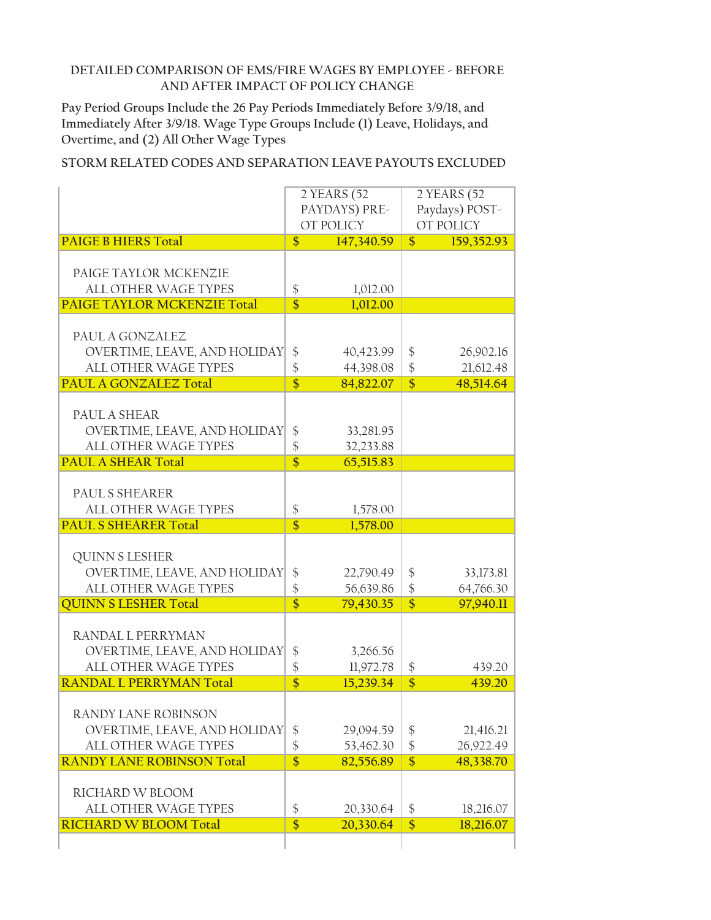DETAILED COMPARISON OF EMS/FIRE WAGES BY EMPLOYEE - BEFORE AND AFTER IMPACT OF POLICY CHANGE

Pay Period Groups Include the 26 Pay Periods Immediately Before 3/9/18, and Immediately After 3/9/18. Wage Type Groups Include (1) Leave, Holidays, and Overtime, and (2) All Other Wage Types

STORM RELATED CODES AND SEPARATION LEAVE PAYOUTS EXCLUDED

| | 2 YEARS (52 PAYDAYS) PRE-OT POLICY | 2 YEARS (52 Paydays) POST-OT POLICY |
|---|---|---|
| **PAIGE B HIERS Total** | **$ 147,340.59** | **$ 159,352.93** |
| | | |
| PAIGE TAYLOR MCKENZIE | | |
| ALL OTHER WAGE TYPES | $ 1,012.00 | |
| **PAIGE TAYLOR MCKENZIE Total** | **$ 1,012.00** | |
| | | |
| PAUL A GONZALEZ | | |
| OVERTIME, LEAVE, AND HOLIDAY | $ 40,423.99 | $ 26,902.16 |
| ALL OTHER WAGE TYPES | $ 44,398.08 | $ 21,612.48 |
| **PAUL A GONZALEZ Total** | **$ 84,822.07** | **$ 48,514.64** |
| | | |
| PAUL A SHEAR | | |
| OVERTIME, LEAVE, AND HOLIDAY | $ 33,281.95 | |
| ALL OTHER WAGE TYPES | $ 32,233.88 | |
| **PAUL A SHEAR Total** | **$ 65,515.83** | |
| | | |
| PAUL S SHEARER | | |
| ALL OTHER WAGE TYPES | $ 1,578.00 | |
| **PAUL S SHEARER Total** | **$ 1,578.00** | |
| | | |
| QUINN S LESHER | | |
| OVERTIME, LEAVE, AND HOLIDAY | $ 22,790.49 | $ 33,173.81 |
| ALL OTHER WAGE TYPES | $ 56,639.86 | $ 64,766.30 |
| **QUINN S LESHER Total** | **$ 79,430.35** | **$ 97,940.11** |
| | | |
| RANDAL L PERRYMAN | | |
| OVERTIME, LEAVE, AND HOLIDAY | $ 3,266.56 | |
| ALL OTHER WAGE TYPES | $ 11,972.78 | $ 439.20 |
| **RANDAL L PERRYMAN Total** | **$ 15,239.34** | **$ 439.20** |
| | | |
| RANDY LANE ROBINSON | | |
| OVERTIME, LEAVE, AND HOLIDAY | $ 29,094.59 | $ 21,416.21 |
| ALL OTHER WAGE TYPES | $ 53,462.30 | $ 26,922.49 |
| **RANDY LANE ROBINSON Total** | **$ 82,556.89** | **$ 48,338.70** |
| | | |
| RICHARD W BLOOM | | |
| ALL OTHER WAGE TYPES | $ 20,330.64 | $ 18,216.07 |
| **RICHARD W BLOOM Total** | **$ 20,330.64** | **$ 18,216.07** |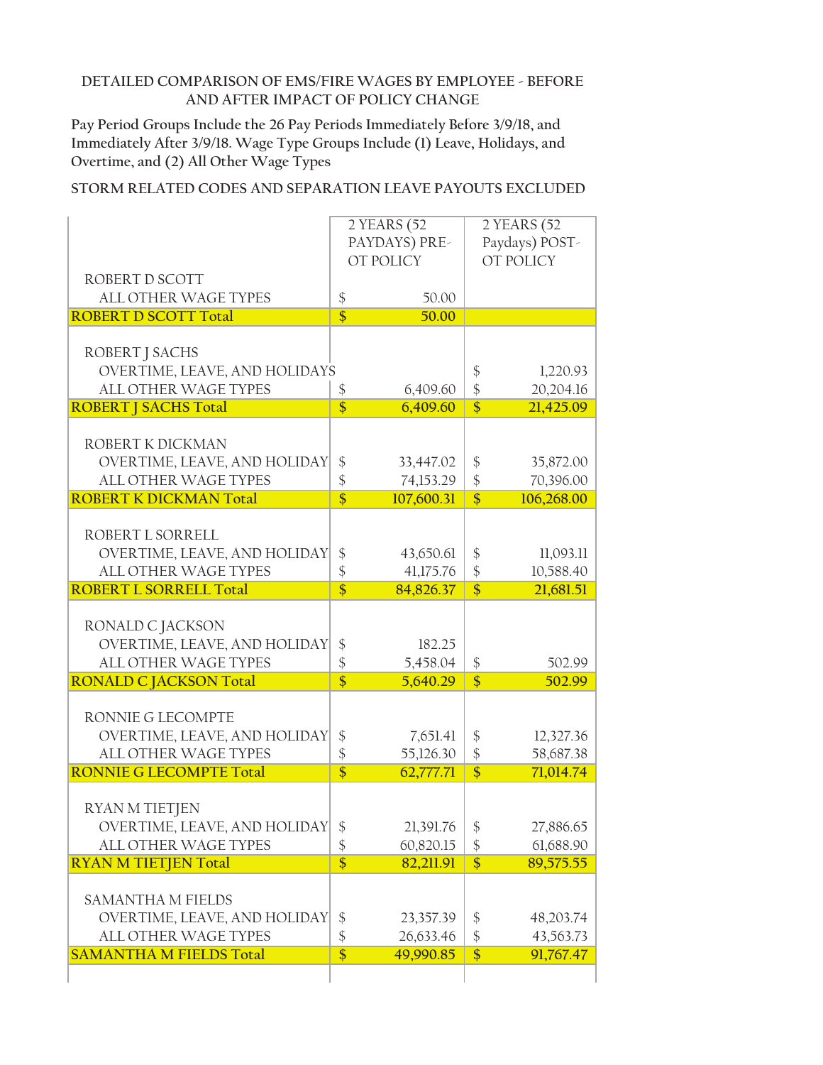DETAILED COMPARISON OF EMS/FIRE WAGES BY EMPLOYEE - BEFORE AND AFTER IMPACT OF POLICY CHANGE

Pay Period Groups Include the 26 Pay Periods Immediately Before 3/9/18, and Immediately After 3/9/18. Wage Type Groups Include (1) Leave, Holidays, and Overtime, and (2) All Other Wage Types

STORM RELATED CODES AND SEPARATION LEAVE PAYOUTS EXCLUDED

| | 2 YEARS (52 PAYDAYS) PRE-OT POLICY | 2 YEARS (52 Paydays) POST-OT POLICY |
|---|---|---|
| ROBERT D SCOTT | | |
| ALL OTHER WAGE TYPES | $ 50.00 | |
| **ROBERT D SCOTT Total** | **$ 50.00** | |
| | | |
| ROBERT J SACHS | | |
| OVERTIME, LEAVE, AND HOLIDAYS | | $ 1,220.93 |
| ALL OTHER WAGE TYPES | $ 6,409.60 | $ 20,204.16 |
| **ROBERT J SACHS Total** | **$ 6,409.60** | **$ 21,425.09** |
| | | |
| ROBERT K DICKMAN | | |
| OVERTIME, LEAVE, AND HOLIDAY | $ 33,447.02 | $ 35,872.00 |
| ALL OTHER WAGE TYPES | $ 74,153.29 | $ 70,396.00 |
| **ROBERT K DICKMAN Total** | **$ 107,600.31** | **$ 106,268.00** |
| | | |
| ROBERT L SORRELL | | |
| OVERTIME, LEAVE, AND HOLIDAY | $ 43,650.61 | $ 11,093.11 |
| ALL OTHER WAGE TYPES | $ 41,175.76 | $ 10,588.40 |
| **ROBERT L SORRELL Total** | **$ 84,826.37** | **$ 21,681.51** |
| | | |
| RONALD C JACKSON | | |
| OVERTIME, LEAVE, AND HOLIDAY | $ 182.25 | |
| ALL OTHER WAGE TYPES | $ 5,458.04 | $ 502.99 |
| **RONALD C JACKSON Total** | **$ 5,640.29** | **$ 502.99** |
| | | |
| RONNIE G LECOMPTE | | |
| OVERTIME, LEAVE, AND HOLIDAY | $ 7,651.41 | $ 12,327.36 |
| ALL OTHER WAGE TYPES | $ 55,126.30 | $ 58,687.38 |
| **RONNIE G LECOMPTE Total** | **$ 62,777.71** | **$ 71,014.74** |
| | | |
| RYAN M TIETJEN | | |
| OVERTIME, LEAVE, AND HOLIDAY | $ 21,391.76 | $ 27,886.65 |
| ALL OTHER WAGE TYPES | $ 60,820.15 | $ 61,688.90 |
| **RYAN M TIETJEN Total** | **$ 82,211.91** | **$ 89,575.55** |
| | | |
| SAMANTHA M FIELDS | | |
| OVERTIME, LEAVE, AND HOLIDAY | $ 23,357.39 | $ 48,203.74 |
| ALL OTHER WAGE TYPES | $ 26,633.46 | $ 43,563.73 |
| **SAMANTHA M FIELDS Total** | **$ 49,990.85** | **$ 91,767.47** |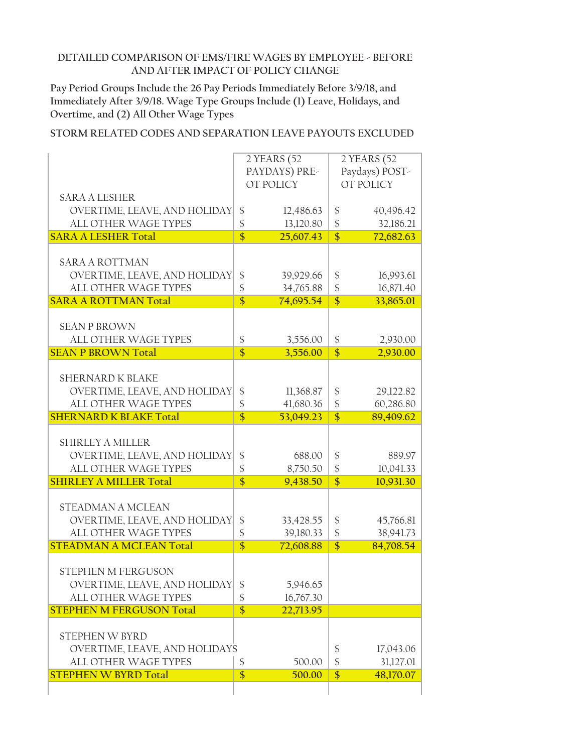DETAILED COMPARISON OF EMS/FIRE WAGES BY EMPLOYEE - BEFORE AND AFTER IMPACT OF POLICY CHANGE

Pay Period Groups Include the 26 Pay Periods Immediately Before 3/9/18, and Immediately After 3/9/18. Wage Type Groups Include (1) Leave, Holidays, and Overtime, and (2) All Other Wage Types

STORM RELATED CODES AND SEPARATION LEAVE PAYOUTS EXCLUDED

| | 2 YEARS (52 PAYDAYS) PRE-OT POLICY | 2 YEARS (52 Paydays) POST-OT POLICY |
|---|---|---|
| SARA A LESHER | | |
| OVERTIME, LEAVE, AND HOLIDAY | $ 12,486.63 | $ 40,496.42 |
| ALL OTHER WAGE TYPES | $ 13,120.80 | $ 32,186.21 |
| **SARA A LESHER Total** | **$ 25,607.43** | **$ 72,682.63** |
| SARA A ROTTMAN | | |
| OVERTIME, LEAVE, AND HOLIDAY | $ 39,929.66 | $ 16,993.61 |
| ALL OTHER WAGE TYPES | $ 34,765.88 | $ 16,871.40 |
| **SARA A ROTTMAN Total** | **$ 74,695.54** | **$ 33,865.01** |
| SEAN P BROWN | | |
| ALL OTHER WAGE TYPES | $ 3,556.00 | $ 2,930.00 |
| **SEAN P BROWN Total** | **$ 3,556.00** | **$ 2,930.00** |
| SHERNARD K BLAKE | | |
| OVERTIME, LEAVE, AND HOLIDAY | $ 11,368.87 | $ 29,122.82 |
| ALL OTHER WAGE TYPES | $ 41,680.36 | $ 60,286.80 |
| **SHERNARD K BLAKE Total** | **$ 53,049.23** | **$ 89,409.62** |
| SHIRLEY A MILLER | | |
| OVERTIME, LEAVE, AND HOLIDAY | $ 688.00 | $ 889.97 |
| ALL OTHER WAGE TYPES | $ 8,750.50 | $ 10,041.33 |
| **SHIRLEY A MILLER Total** | **$ 9,438.50** | **$ 10,931.30** |
| STEADMAN A MCLEAN | | |
| OVERTIME, LEAVE, AND HOLIDAY | $ 33,428.55 | $ 45,766.81 |
| ALL OTHER WAGE TYPES | $ 39,180.33 | $ 38,941.73 |
| **STEADMAN A MCLEAN Total** | **$ 72,608.88** | **$ 84,708.54** |
| STEPHEN M FERGUSON | | |
| OVERTIME, LEAVE, AND HOLIDAY | $ 5,946.65 | |
| ALL OTHER WAGE TYPES | $ 16,767.30 | |
| **STEPHEN M FERGUSON Total** | **$ 22,713.95** | |
| STEPHEN W BYRD | | |
| OVERTIME, LEAVE, AND HOLIDAYS | | $ 17,043.06 |
| ALL OTHER WAGE TYPES | $ 500.00 | $ 31,127.01 |
| **STEPHEN W BYRD Total** | **$ 500.00** | **$ 48,170.07** |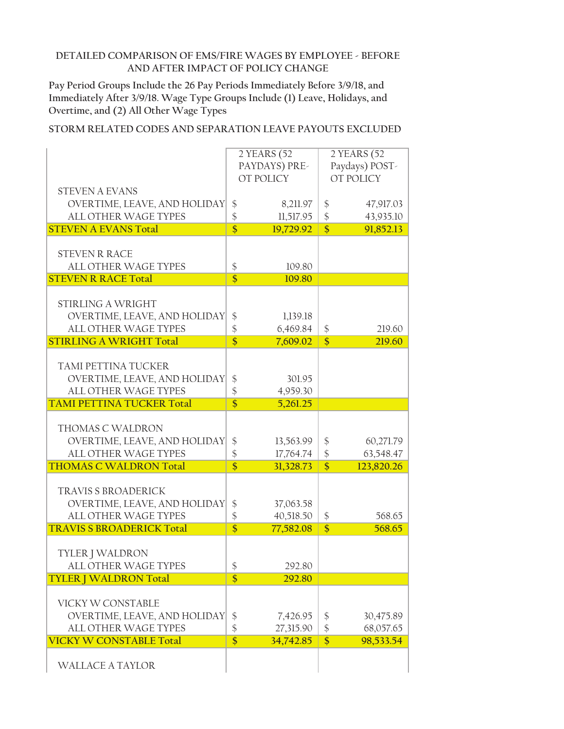DETAILED COMPARISON OF EMS/FIRE WAGES BY EMPLOYEE - BEFORE AND AFTER IMPACT OF POLICY CHANGE

Pay Period Groups Include the 26 Pay Periods Immediately Before 3/9/18, and Immediately After 3/9/18. Wage Type Groups Include (1) Leave, Holidays, and Overtime, and (2) All Other Wage Types

STORM RELATED CODES AND SEPARATION LEAVE PAYOUTS EXCLUDED

| | 2 YEARS (52 PAYDAYS) PRE-OT POLICY | 2 YEARS (52 Paydays) POST-OT POLICY |
|---|---|---|
| STEVEN A EVANS | | |
| OVERTIME, LEAVE, AND HOLIDAY | $ 8,211.97 | $ 47,917.03 |
| ALL OTHER WAGE TYPES | $ 11,517.95 | $ 43,935.10 |
| **STEVEN A EVANS Total** | **$ 19,729.92** | **$ 91,852.13** |
| STEVEN R RACE | | |
| ALL OTHER WAGE TYPES | $ 109.80 | |
| **STEVEN R RACE Total** | **$ 109.80** | |
| STIRLING A WRIGHT | | |
| OVERTIME, LEAVE, AND HOLIDAY | $ 1,139.18 | |
| ALL OTHER WAGE TYPES | $ 6,469.84 | $ 219.60 |
| **STIRLING A WRIGHT Total** | **$ 7,609.02** | **$ 219.60** |
| TAMI PETTINA TUCKER | | |
| OVERTIME, LEAVE, AND HOLIDAY | $ 301.95 | |
| ALL OTHER WAGE TYPES | $ 4,959.30 | |
| **TAMI PETTINA TUCKER Total** | **$ 5,261.25** | |
| THOMAS C WALDRON | | |
| OVERTIME, LEAVE, AND HOLIDAY | $ 13,563.99 | $ 60,271.79 |
| ALL OTHER WAGE TYPES | $ 17,764.74 | $ 63,548.47 |
| **THOMAS C WALDRON Total** | **$ 31,328.73** | **$ 123,820.26** |
| TRAVIS S BROADERICK | | |
| OVERTIME, LEAVE, AND HOLIDAY | $ 37,063.58 | |
| ALL OTHER WAGE TYPES | $ 40,518.50 | $ 568.65 |
| **TRAVIS S BROADERICK Total** | **$ 77,582.08** | **$ 568.65** |
| TYLER J WALDRON | | |
| ALL OTHER WAGE TYPES | $ 292.80 | |
| **TYLER J WALDRON Total** | **$ 292.80** | |
| VICKY W CONSTABLE | | |
| OVERTIME, LEAVE, AND HOLIDAY | $ 7,426.95 | $ 30,475.89 |
| ALL OTHER WAGE TYPES | $ 27,315.90 | $ 68,057.65 |
| **VICKY W CONSTABLE Total** | **$ 34,742.85** | **$ 98,533.54** |
| WALLACE A TAYLOR | | |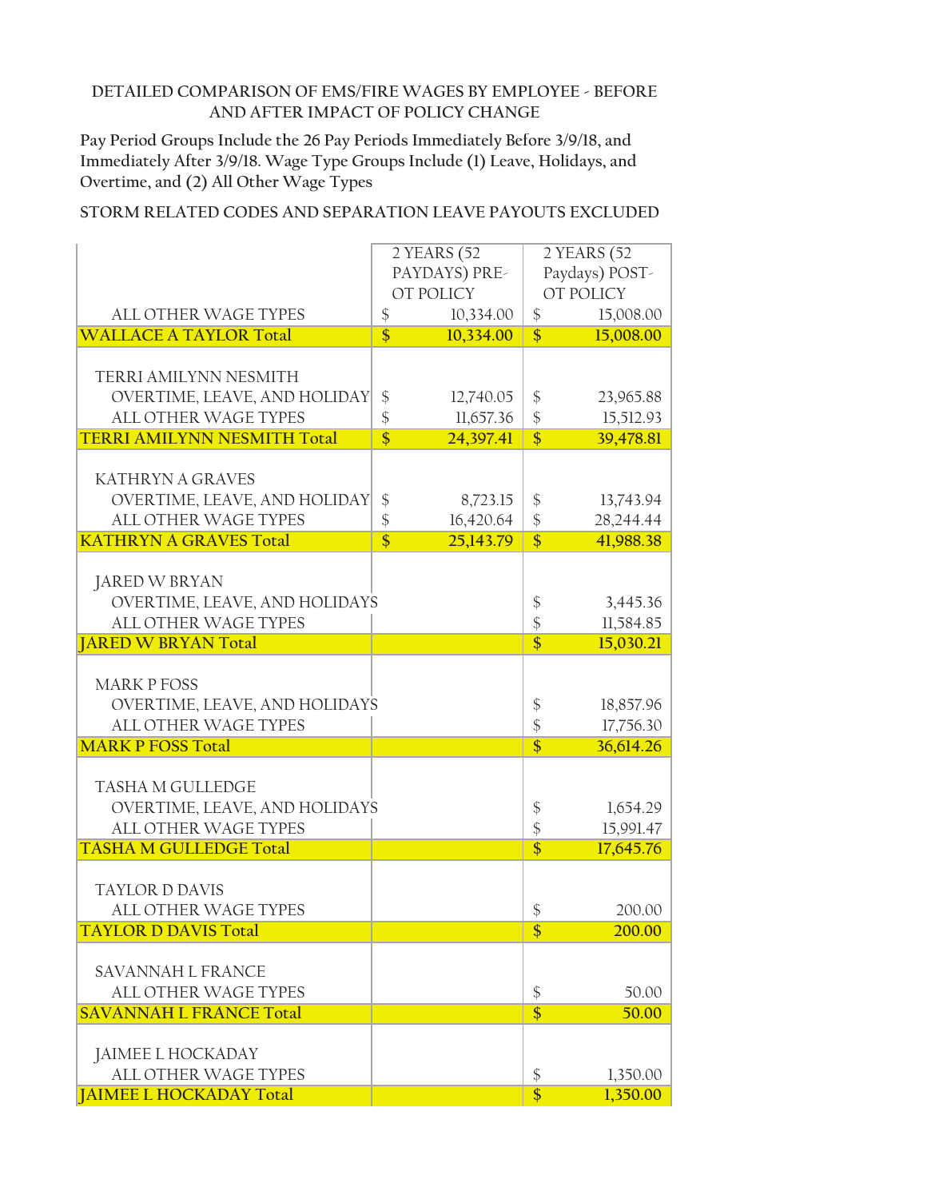DETAILED COMPARISON OF EMS/FIRE WAGES BY EMPLOYEE - BEFORE AND AFTER IMPACT OF POLICY CHANGE

Pay Period Groups Include the 26 Pay Periods Immediately Before 3/9/18, and Immediately After 3/9/18. Wage Type Groups Include (1) Leave, Holidays, and Overtime, and (2) All Other Wage Types

STORM RELATED CODES AND SEPARATION LEAVE PAYOUTS EXCLUDED

| | 2 YEARS (52 PAYDAYS) PRE-OT POLICY | 2 YEARS (52 Paydays) POST-OT POLICY |
|---|---|---|
| ALL OTHER WAGE TYPES | $ 10,334.00 | $ 15,008.00 |
| **WALLACE A TAYLOR Total** | **$ 10,334.00** | **$ 15,008.00** |
| | | |
| TERRI AMILYNN NESMITH | | |
| OVERTIME, LEAVE, AND HOLIDAY | $ 12,740.05 | $ 23,965.88 |
| ALL OTHER WAGE TYPES | $ 11,657.36 | $ 15,512.93 |
| **TERRI AMILYNN NESMITH Total** | **$ 24,397.41** | **$ 39,478.81** |
| | | |
| KATHRYN A GRAVES | | |
| OVERTIME, LEAVE, AND HOLIDAY | $ 8,723.15 | $ 13,743.94 |
| ALL OTHER WAGE TYPES | $ 16,420.64 | $ 28,244.44 |
| **KATHRYN A GRAVES Total** | **$ 25,143.79** | **$ 41,988.38** |
| | | |
| JARED W BRYAN | | |
| OVERTIME, LEAVE, AND HOLIDAYS | | $ 3,445.36 |
| ALL OTHER WAGE TYPES | | $ 11,584.85 |
| **JARED W BRYAN Total** | | **$ 15,030.21** |
| | | |
| MARK P FOSS | | |
| OVERTIME, LEAVE, AND HOLIDAYS | | $ 18,857.96 |
| ALL OTHER WAGE TYPES | | $ 17,756.30 |
| **MARK P FOSS Total** | | **$ 36,614.26** |
| | | |
| TASHA M GULLEDGE | | |
| OVERTIME, LEAVE, AND HOLIDAYS | | $ 1,654.29 |
| ALL OTHER WAGE TYPES | | $ 15,991.47 |
| **TASHA M GULLEDGE Total** | | **$ 17,645.76** |
| | | |
| TAYLOR D DAVIS | | |
| ALL OTHER WAGE TYPES | | $ 200.00 |
| **TAYLOR D DAVIS Total** | | **$ 200.00** |
| | | |
| SAVANNAH L FRANCE | | |
| ALL OTHER WAGE TYPES | | $ 50.00 |
| **SAVANNAH L FRANCE Total** | | **$ 50.00** |
| | | |
| JAIMEE L HOCKADAY | | |
| ALL OTHER WAGE TYPES | | $ 1,350.00 |
| **JAIMEE L HOCKADAY Total** | | **$ 1,350.00** |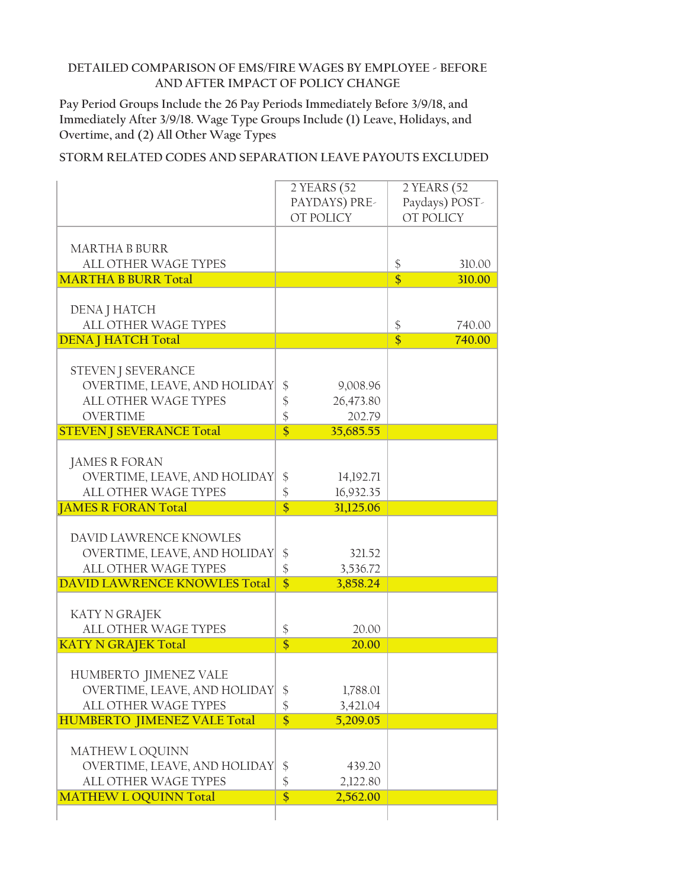DETAILED COMPARISON OF EMS/FIRE WAGES BY EMPLOYEE - BEFORE AND AFTER IMPACT OF POLICY CHANGE

Pay Period Groups Include the 26 Pay Periods Immediately Before 3/9/18, and Immediately After 3/9/18. Wage Type Groups Include (1) Leave, Holidays, and Overtime, and (2) All Other Wage Types

STORM RELATED CODES AND SEPARATION LEAVE PAYOUTS EXCLUDED

| | 2 YEARS (52 PAYDAYS) PRE-OT POLICY | 2 YEARS (52 Paydays) POST-OT POLICY |
|---|---|---|
| MARTHA B BURR | | |
| ALL OTHER WAGE TYPES | | $ 310.00 |
| **MARTHA B BURR Total** | | **$ 310.00** |
| DENA J HATCH | | |
| ALL OTHER WAGE TYPES | | $ 740.00 |
| **DENA J HATCH Total** | | **$ 740.00** |
| STEVEN J SEVERANCE | | |
| OVERTIME, LEAVE, AND HOLIDAY | $ 9,008.96 | |
| ALL OTHER WAGE TYPES | $ 26,473.80 | |
| OVERTIME | $ 202.79 | |
| **STEVEN J SEVERANCE Total** | **$ 35,685.55** | |
| JAMES R FORAN | | |
| OVERTIME, LEAVE, AND HOLIDAY | $ 14,192.71 | |
| ALL OTHER WAGE TYPES | $ 16,932.35 | |
| **JAMES R FORAN Total** | **$ 31,125.06** | |
| DAVID LAWRENCE KNOWLES | | |
| OVERTIME, LEAVE, AND HOLIDAY | $ 321.52 | |
| ALL OTHER WAGE TYPES | $ 3,536.72 | |
| **DAVID LAWRENCE KNOWLES Total** | **$ 3,858.24** | |
| KATY N GRAJEK | | |
| ALL OTHER WAGE TYPES | $ 20.00 | |
| **KATY N GRAJEK Total** | **$ 20.00** | |
| HUMBERTO JIMENEZ VALE | | |
| OVERTIME, LEAVE, AND HOLIDAY | $ 1,788.01 | |
| ALL OTHER WAGE TYPES | $ 3,421.04 | |
| **HUMBERTO JIMENEZ VALE Total** | **$ 5,209.05** | |
| MATHEW L OQUINN | | |
| OVERTIME, LEAVE, AND HOLIDAY | $ 439.20 | |
| ALL OTHER WAGE TYPES | $ 2,122.80 | |
| **MATHEW L OQUINN Total** | **$ 2,562.00** | |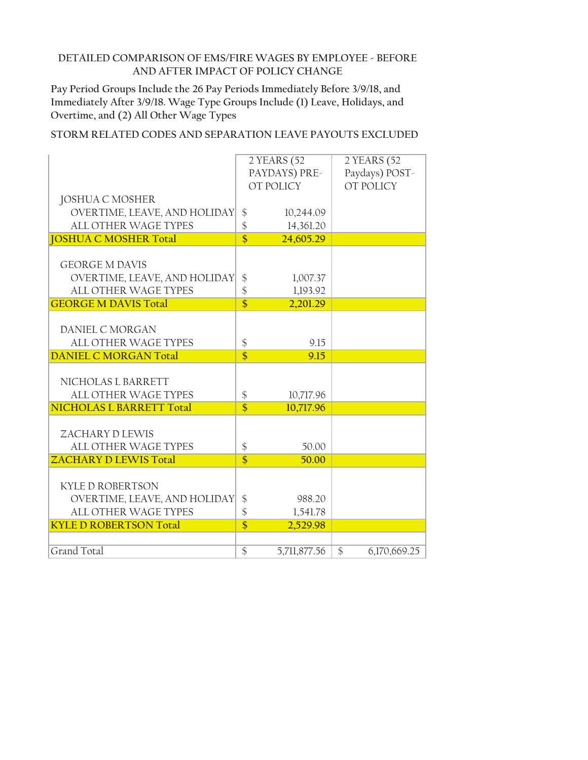DETAILED COMPARISON OF EMS/FIRE WAGES BY EMPLOYEE - BEFORE AND AFTER IMPACT OF POLICY CHANGE

Pay Period Groups Include the 26 Pay Periods Immediately Before 3/9/18, and Immediately After 3/9/18. Wage Type Groups Include (1) Leave, Holidays, and Overtime, and (2) All Other Wage Types

STORM RELATED CODES AND SEPARATION LEAVE PAYOUTS EXCLUDED

| | 2 YEARS (52 PAYDAYS) PRE-OT POLICY | 2 YEARS (52 Paydays) POST-OT POLICY |
|---|---|---|
| JOSHUA C MOSHER | | |
| OVERTIME, LEAVE, AND HOLIDAY | $ 10,244.09 | |
| ALL OTHER WAGE TYPES | $ 14,361.20 | |
| **JOSHUA C MOSHER Total** | **$ 24,605.29** | |
| | | |
| GEORGE M DAVIS | | |
| OVERTIME, LEAVE, AND HOLIDAY | $ 1,007.37 | |
| ALL OTHER WAGE TYPES | $ 1,193.92 | |
| **GEORGE M DAVIS Total** | **$ 2,201.29** | |
| | | |
| DANIEL C MORGAN | | |
| ALL OTHER WAGE TYPES | $ 9.15 | |
| **DANIEL C MORGAN Total** | **$ 9.15** | |
| | | |
| NICHOLAS L BARRETT | | |
| ALL OTHER WAGE TYPES | $ 10,717.96 | |
| **NICHOLAS L BARRETT Total** | **$ 10,717.96** | |
| | | |
| ZACHARY D LEWIS | | |
| ALL OTHER WAGE TYPES | $ 50.00 | |
| **ZACHARY D LEWIS Total** | **$ 50.00** | |
| | | |
| KYLE D ROBERTSON | | |
| OVERTIME, LEAVE, AND HOLIDAY | $ 988.20 | |
| ALL OTHER WAGE TYPES | $ 1,541.78 | |
| **KYLE D ROBERTSON Total** | **$ 2,529.98** | |
| | | |
| Grand Total | $ 5,711,877.56 | $ 6,170,669.25 |